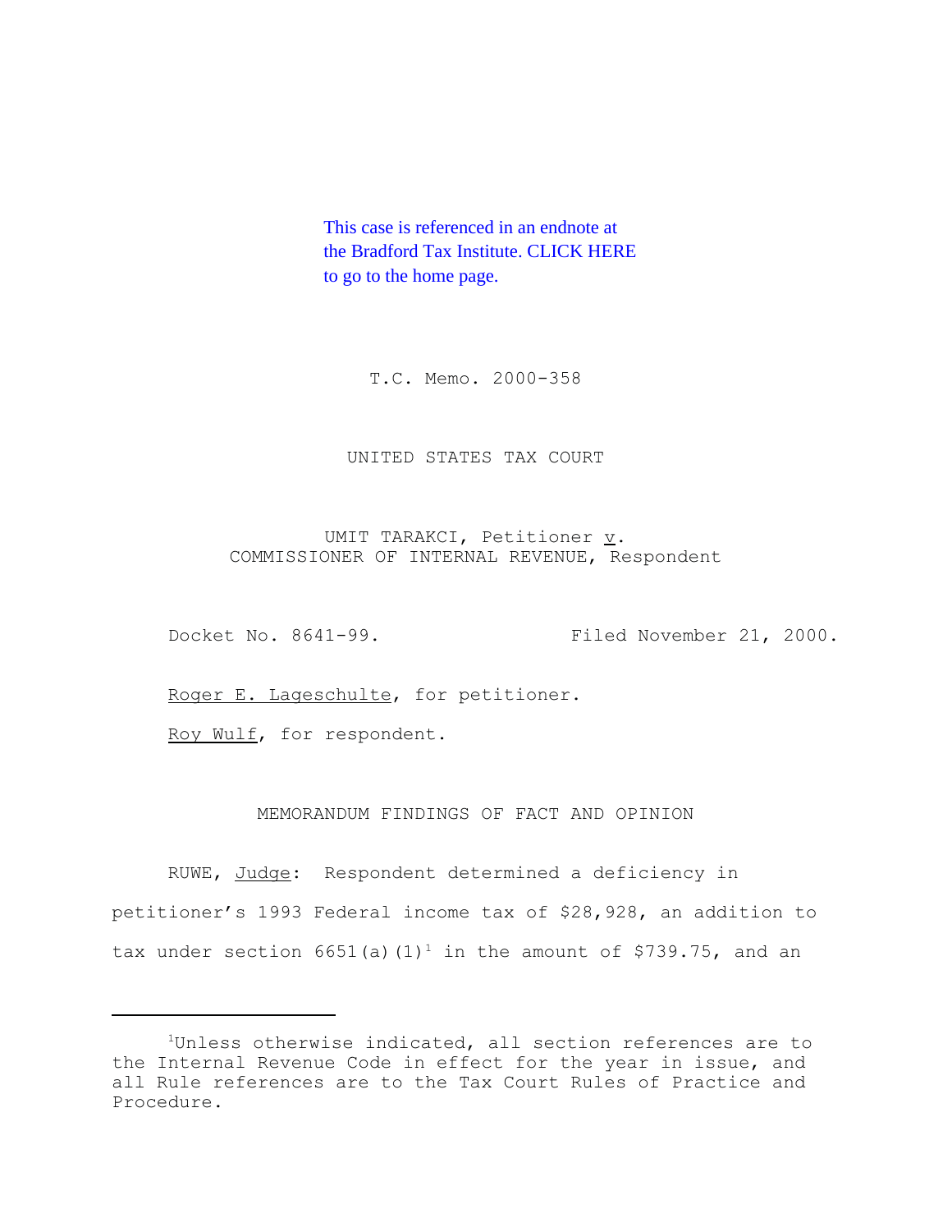This case is referenced in an endnote at the Bradford Tax Institute. CLICK HERE to go to the home page.

T.C. Memo. 2000-358

UNITED STATES TAX COURT

UMIT TARAKCI, Petitioner *v.* COMMISSIONER OF INTERNAL REVENUE, Respondent

Docket No. 8641-99. Filed November 21, 2000.

Roger E. Lageschulte, for petitioner.

Roy Wulf, for respondent.

MEMORANDUM FINDINGS OF FACT AND OPINION

RUWE, *Judge*: Respondent determined a deficiency in petitioner's 1993 Federal income tax of $28,928, an addition to tax under section 6651(a)(1)[1] in the amount of $739.75, and an

---

[1]Unless otherwise indicated, all section references are to the Internal Revenue Code in effect for the year in issue, and all Rule references are to the Tax Court Rules of Practice and Procedure.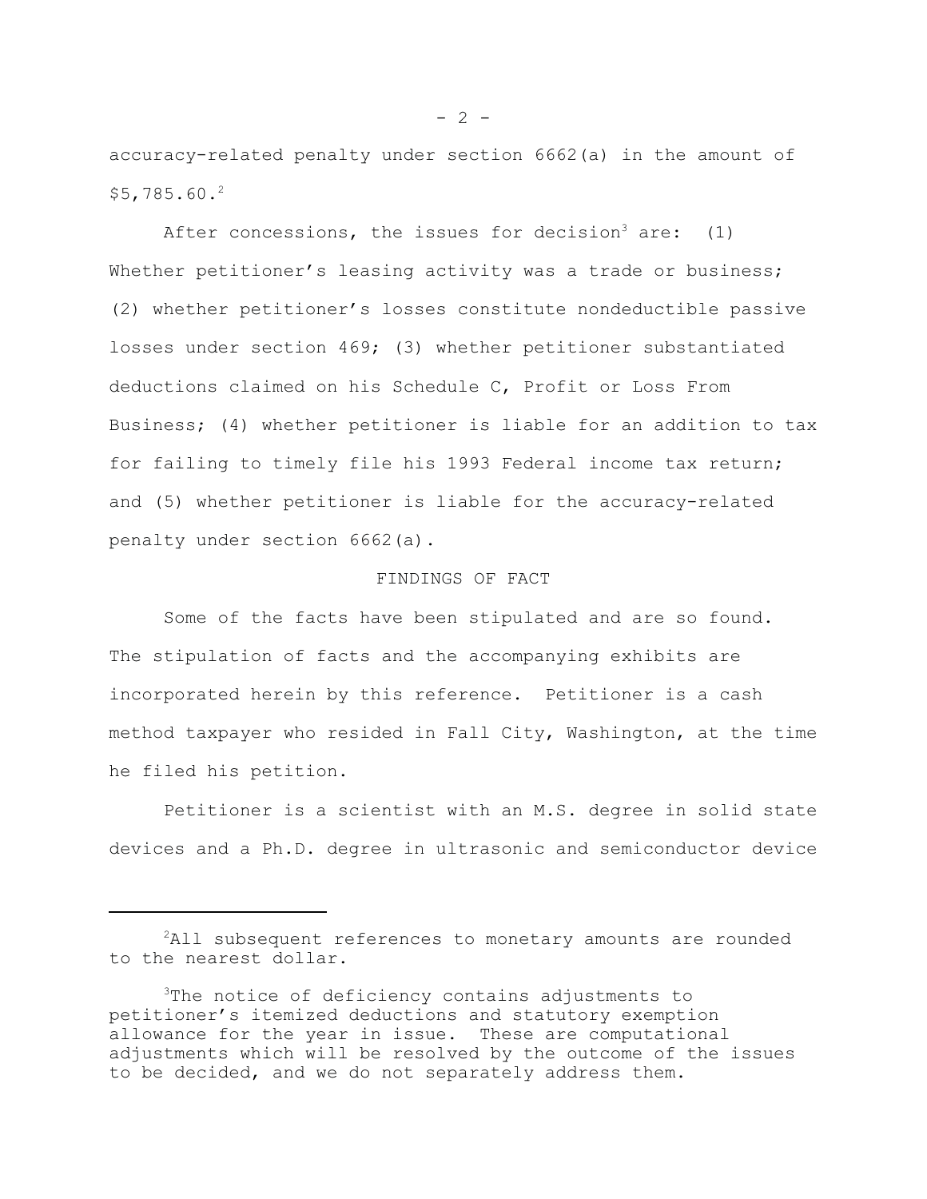accuracy-related penalty under section 6662(a) in the amount of $5,785.60.[2]

After concessions, the issues for decision[3] are: (1) Whether petitioner's leasing activity was a trade or business; (2) whether petitioner's losses constitute nondeductible passive losses under section 469; (3) whether petitioner substantiated deductions claimed on his Schedule C, Profit or Loss From Business; (4) whether petitioner is liable for an addition to tax for failing to timely file his 1993 Federal income tax return; and (5) whether petitioner is liable for the accuracy-related penalty under section 6662(a).

## FINDINGS OF FACT

Some of the facts have been stipulated and are so found. The stipulation of facts and the accompanying exhibits are incorporated herein by this reference. Petitioner is a cash method taxpayer who resided in Fall City, Washington, at the time he filed his petition.

Petitioner is a scientist with an M.S. degree in solid state devices and a Ph.D. degree in ultrasonic and semiconductor device

---

[2]All subsequent references to monetary amounts are rounded to the nearest dollar.

[3]The notice of deficiency contains adjustments to petitioner's itemized deductions and statutory exemption allowance for the year in issue. These are computational adjustments which will be resolved by the outcome of the issues to be decided, and we do not separately address them.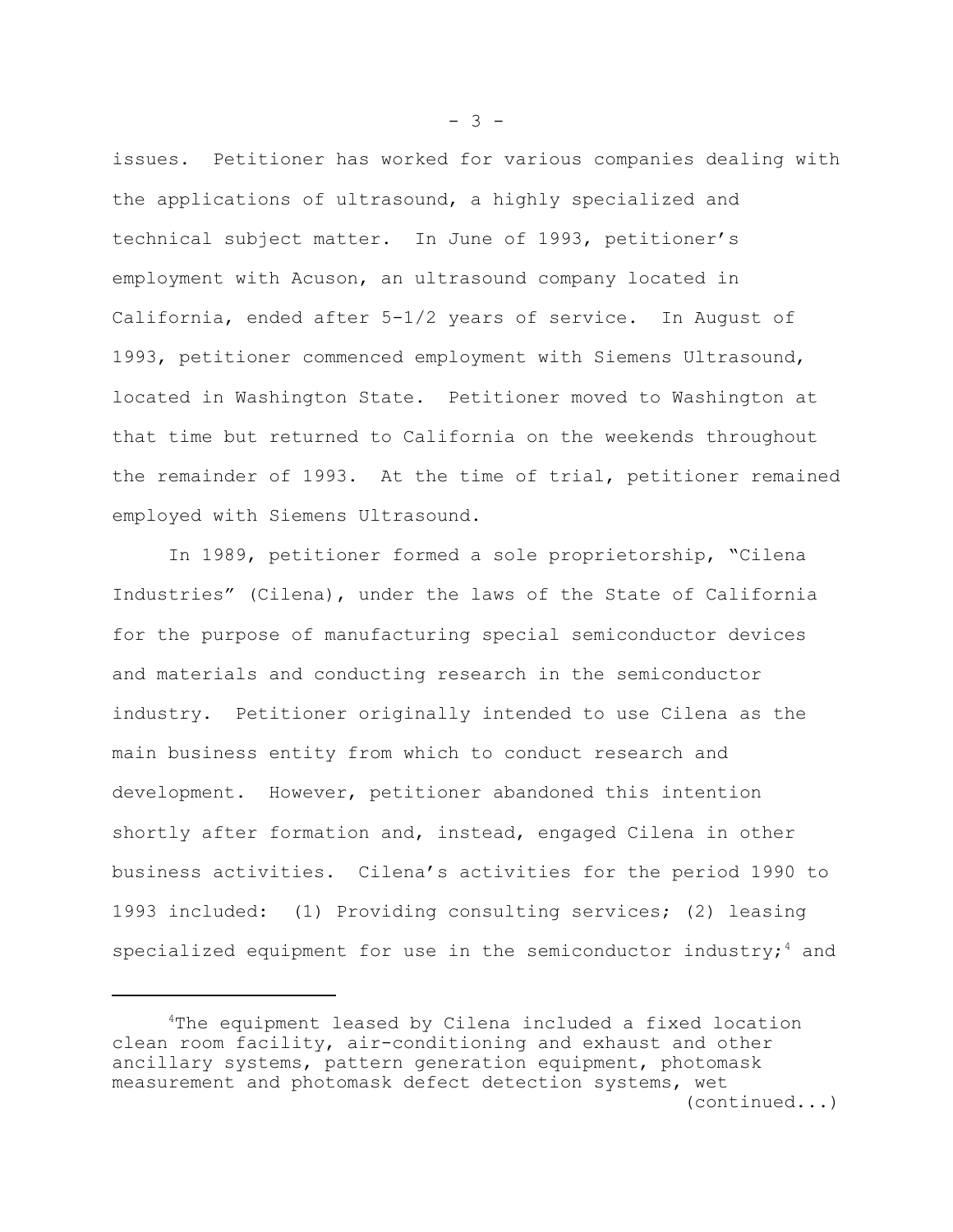issues. Petitioner has worked for various companies dealing with the applications of ultrasound, a highly specialized and technical subject matter. In June of 1993, petitioner's employment with Acuson, an ultrasound company located in California, ended after 5-1/2 years of service. In August of 1993, petitioner commenced employment with Siemens Ultrasound, located in Washington State. Petitioner moved to Washington at that time but returned to California on the weekends throughout the remainder of 1993. At the time of trial, petitioner remained employed with Siemens Ultrasound.

In 1989, petitioner formed a sole proprietorship, "Cilena Industries" (Cilena), under the laws of the State of California for the purpose of manufacturing special semiconductor devices and materials and conducting research in the semiconductor industry. Petitioner originally intended to use Cilena as the main business entity from which to conduct research and development. However, petitioner abandoned this intention shortly after formation and, instead, engaged Cilena in other business activities. Cilena's activities for the period 1990 to 1993 included: (1) Providing consulting services; (2) leasing specialized equipment for use in the semiconductor industry;[4] and

---

[4]The equipment leased by Cilena included a fixed location clean room facility, air-conditioning and exhaust and other ancillary systems, pattern generation equipment, photomask measurement and photomask defect detection systems, wet (continued...)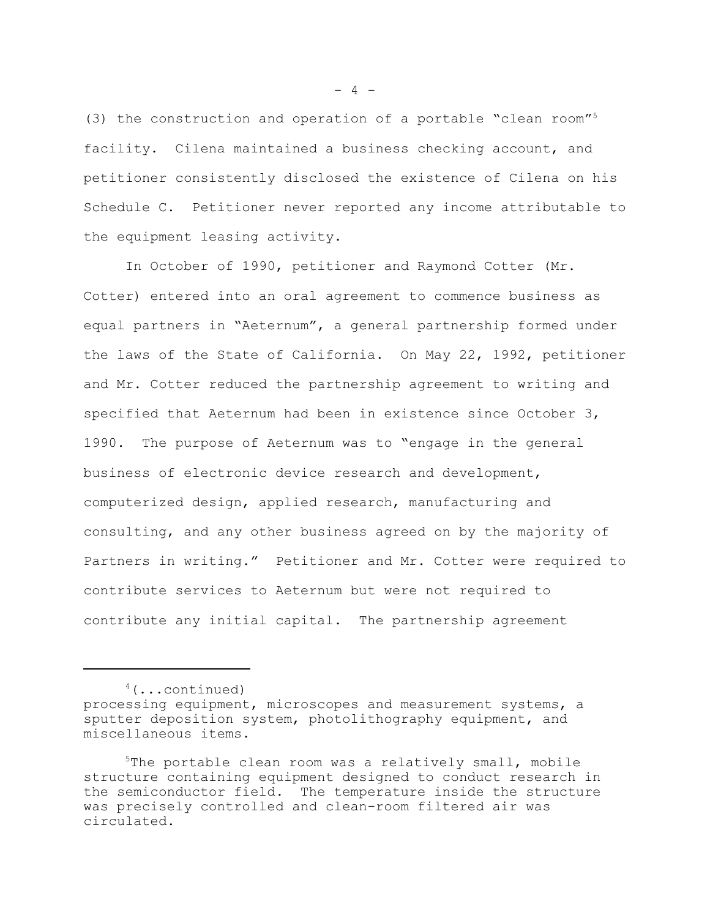(3) the construction and operation of a portable "clean room"[5] facility. Cilena maintained a business checking account, and petitioner consistently disclosed the existence of Cilena on his Schedule C. Petitioner never reported any income attributable to the equipment leasing activity.

In October of 1990, petitioner and Raymond Cotter (Mr. Cotter) entered into an oral agreement to commence business as equal partners in "Aeternum", a general partnership formed under the laws of the State of California. On May 22, 1992, petitioner and Mr. Cotter reduced the partnership agreement to writing and specified that Aeternum had been in existence since October 3, 1990. The purpose of Aeternum was to "engage in the general business of electronic device research and development, computerized design, applied research, manufacturing and consulting, and any other business agreed on by the majority of Partners in writing." Petitioner and Mr. Cotter were required to contribute services to Aeternum but were not required to contribute any initial capital. The partnership agreement

---

[4](...continued) processing equipment, microscopes and measurement systems, a sputter deposition system, photolithography equipment, and miscellaneous items.

[5]The portable clean room was a relatively small, mobile structure containing equipment designed to conduct research in the semiconductor field. The temperature inside the structure was precisely controlled and clean-room filtered air was circulated.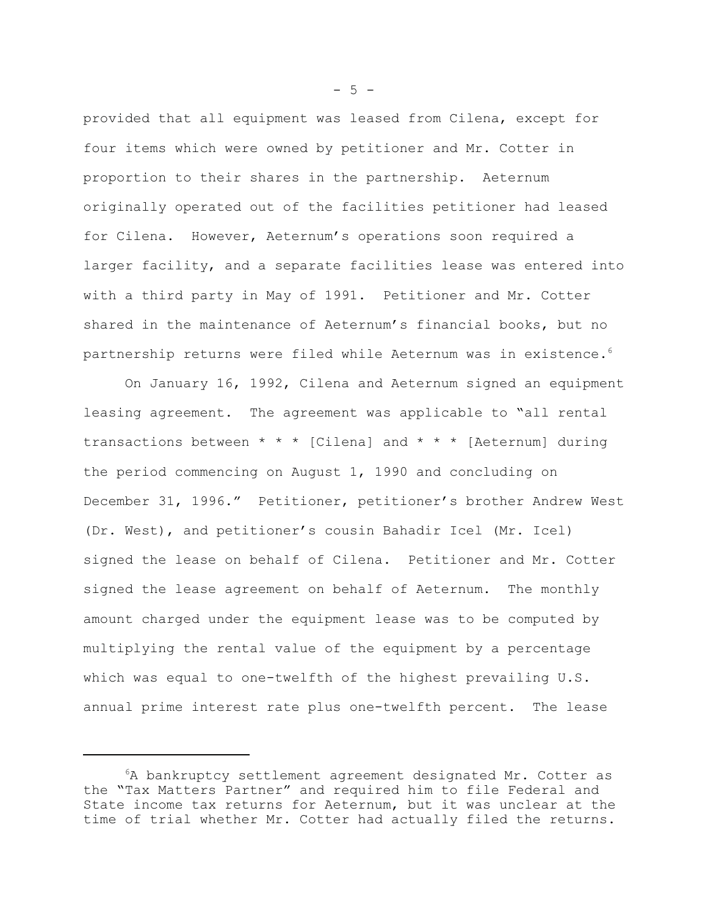provided that all equipment was leased from Cilena, except for four items which were owned by petitioner and Mr. Cotter in proportion to their shares in the partnership. Aeternum originally operated out of the facilities petitioner had leased for Cilena. However, Aeternum's operations soon required a larger facility, and a separate facilities lease was entered into with a third party in May of 1991. Petitioner and Mr. Cotter shared in the maintenance of Aeternum's financial books, but no partnership returns were filed while Aeternum was in existence.[6]

On January 16, 1992, Cilena and Aeternum signed an equipment leasing agreement. The agreement was applicable to "all rental transactions between * * * [Cilena] and * * * [Aeternum] during the period commencing on August 1, 1990 and concluding on December 31, 1996." Petitioner, petitioner's brother Andrew West (Dr. West), and petitioner's cousin Bahadir Icel (Mr. Icel) signed the lease on behalf of Cilena. Petitioner and Mr. Cotter signed the lease agreement on behalf of Aeternum. The monthly amount charged under the equipment lease was to be computed by multiplying the rental value of the equipment by a percentage which was equal to one-twelfth of the highest prevailing U.S. annual prime interest rate plus one-twelfth percent. The lease

---

[6]A bankruptcy settlement agreement designated Mr. Cotter as the "Tax Matters Partner" and required him to file Federal and State income tax returns for Aeternum, but it was unclear at the time of trial whether Mr. Cotter had actually filed the returns.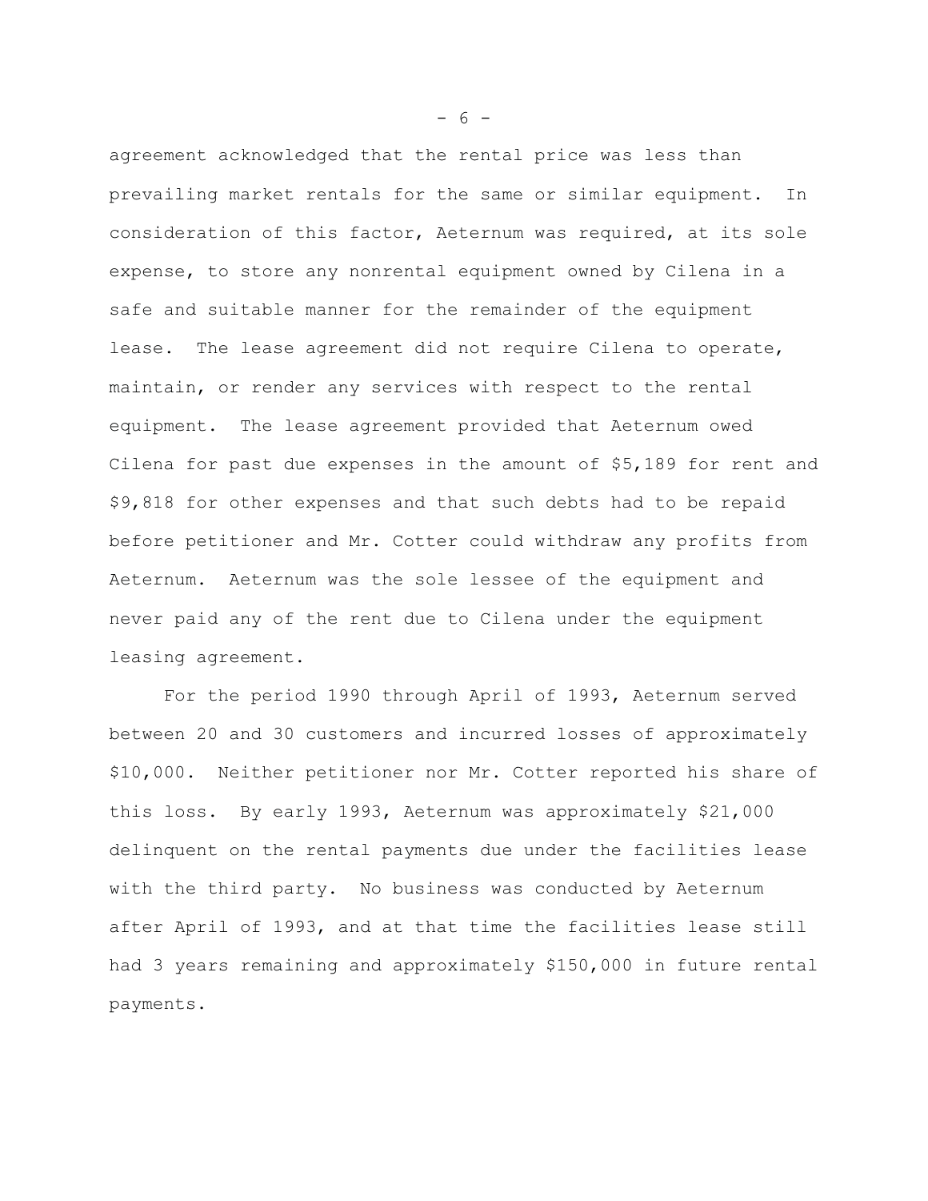agreement acknowledged that the rental price was less than prevailing market rentals for the same or similar equipment. In consideration of this factor, Aeternum was required, at its sole expense, to store any nonrental equipment owned by Cilena in a safe and suitable manner for the remainder of the equipment lease. The lease agreement did not require Cilena to operate, maintain, or render any services with respect to the rental equipment. The lease agreement provided that Aeternum owed Cilena for past due expenses in the amount of $5,189 for rent and $9,818 for other expenses and that such debts had to be repaid before petitioner and Mr. Cotter could withdraw any profits from Aeternum. Aeternum was the sole lessee of the equipment and never paid any of the rent due to Cilena under the equipment leasing agreement.

For the period 1990 through April of 1993, Aeternum served between 20 and 30 customers and incurred losses of approximately $10,000. Neither petitioner nor Mr. Cotter reported his share of this loss. By early 1993, Aeternum was approximately $21,000 delinquent on the rental payments due under the facilities lease with the third party. No business was conducted by Aeternum after April of 1993, and at that time the facilities lease still had 3 years remaining and approximately $150,000 in future rental payments.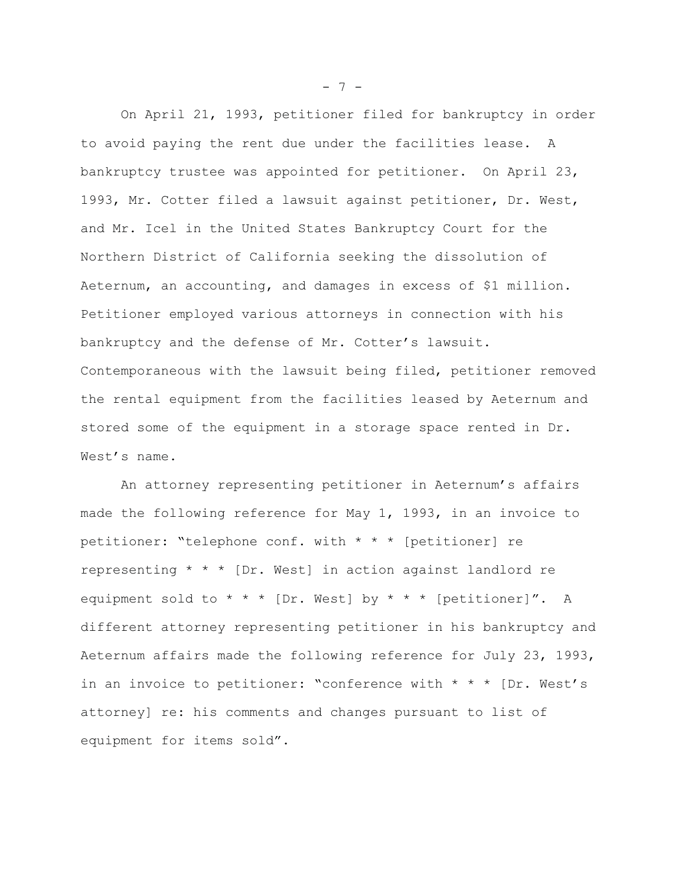On April 21, 1993, petitioner filed for bankruptcy in order to avoid paying the rent due under the facilities lease. A bankruptcy trustee was appointed for petitioner. On April 23, 1993, Mr. Cotter filed a lawsuit against petitioner, Dr. West, and Mr. Icel in the United States Bankruptcy Court for the Northern District of California seeking the dissolution of Aeternum, an accounting, and damages in excess of $1 million. Petitioner employed various attorneys in connection with his bankruptcy and the defense of Mr. Cotter's lawsuit. Contemporaneous with the lawsuit being filed, petitioner removed the rental equipment from the facilities leased by Aeternum and stored some of the equipment in a storage space rented in Dr. West's name.

An attorney representing petitioner in Aeternum's affairs made the following reference for May 1, 1993, in an invoice to petitioner: "telephone conf. with * * * [petitioner] re representing * * * [Dr. West] in action against landlord re equipment sold to * * * [Dr. West] by * * * [petitioner]". A different attorney representing petitioner in his bankruptcy and Aeternum affairs made the following reference for July 23, 1993, in an invoice to petitioner: "conference with * * * [Dr. West's attorney] re: his comments and changes pursuant to list of equipment for items sold".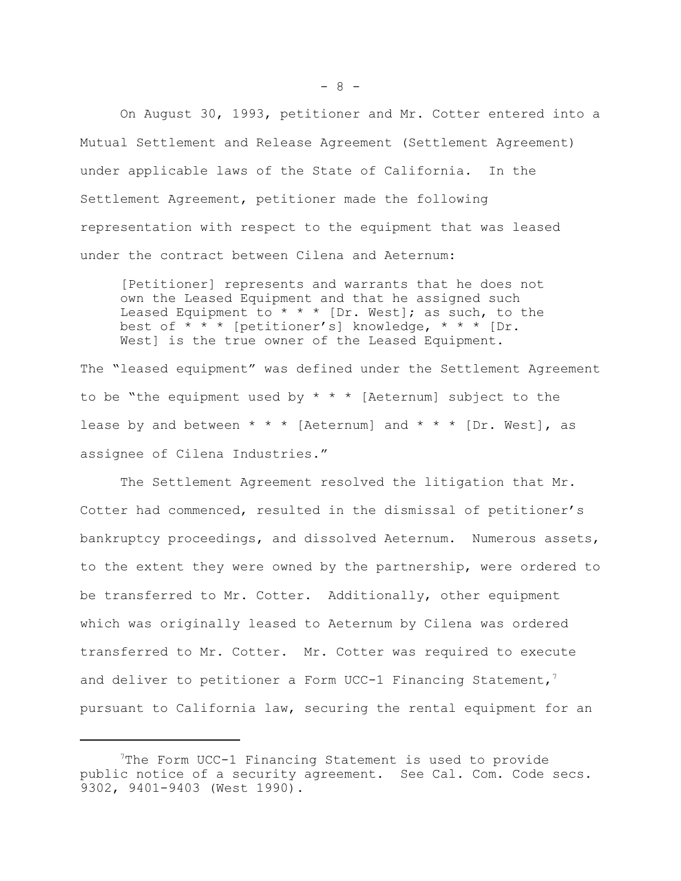On August 30, 1993, petitioner and Mr. Cotter entered into a Mutual Settlement and Release Agreement (Settlement Agreement) under applicable laws of the State of California. In the Settlement Agreement, petitioner made the following representation with respect to the equipment that was leased under the contract between Cilena and Aeternum:

> [Petitioner] represents and warrants that he does not own the Leased Equipment and that he assigned such Leased Equipment to * * * [Dr. West]; as such, to the best of * * * [petitioner's] knowledge, * * * [Dr. West] is the true owner of the Leased Equipment.

The "leased equipment" was defined under the Settlement Agreement to be "the equipment used by * * * [Aeternum] subject to the lease by and between * * * [Aeternum] and * * * [Dr. West], as assignee of Cilena Industries."

The Settlement Agreement resolved the litigation that Mr. Cotter had commenced, resulted in the dismissal of petitioner's bankruptcy proceedings, and dissolved Aeternum. Numerous assets, to the extent they were owned by the partnership, were ordered to be transferred to Mr. Cotter. Additionally, other equipment which was originally leased to Aeternum by Cilena was ordered transferred to Mr. Cotter. Mr. Cotter was required to execute and deliver to petitioner a Form UCC-1 Financing Statement,[7] pursuant to California law, securing the rental equipment for an

[7] The Form UCC-1 Financing Statement is used to provide public notice of a security agreement. See Cal. Com. Code secs. 9302, 9401-9403 (West 1990).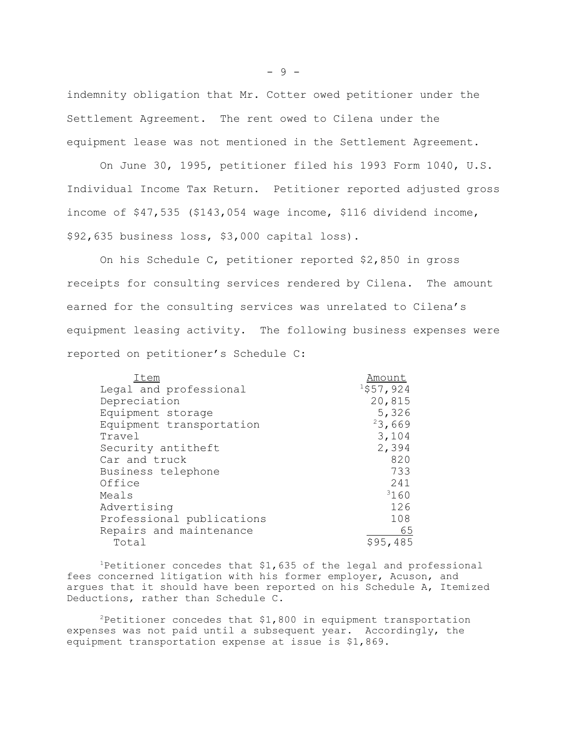indemnity obligation that Mr. Cotter owed petitioner under the Settlement Agreement. The rent owed to Cilena under the equipment lease was not mentioned in the Settlement Agreement.

On June 30, 1995, petitioner filed his 1993 Form 1040, U.S. Individual Income Tax Return. Petitioner reported adjusted gross income of $47,535 ($143,054 wage income, $116 dividend income, $92,635 business loss, $3,000 capital loss).

On his Schedule C, petitioner reported $2,850 in gross receipts for consulting services rendered by Cilena. The amount earned for the consulting services was unrelated to Cilena's equipment leasing activity. The following business expenses were reported on petitioner's Schedule C:

| Item | Amount |
|---|---|
| Legal and professional | [1]$57,924 |
| Depreciation | 20,815 |
| Equipment storage | 5,326 |
| Equipment transportation | [2]3,669 |
| Travel | 3,104 |
| Security antitheft | 2,394 |
| Car and truck | 820 |
| Business telephone | 733 |
| Office | 241 |
| Meals | [3]160 |
| Advertising | 126 |
| Professional publications | 108 |
| Repairs and maintenance | 65 |
| Total | $95,485 |

[1]Petitioner concedes that $1,635 of the legal and professional fees concerned litigation with his former employer, Acuson, and argues that it should have been reported on his Schedule A, Itemized Deductions, rather than Schedule C.

[2]Petitioner concedes that $1,800 in equipment transportation expenses was not paid until a subsequent year. Accordingly, the equipment transportation expense at issue is $1,869.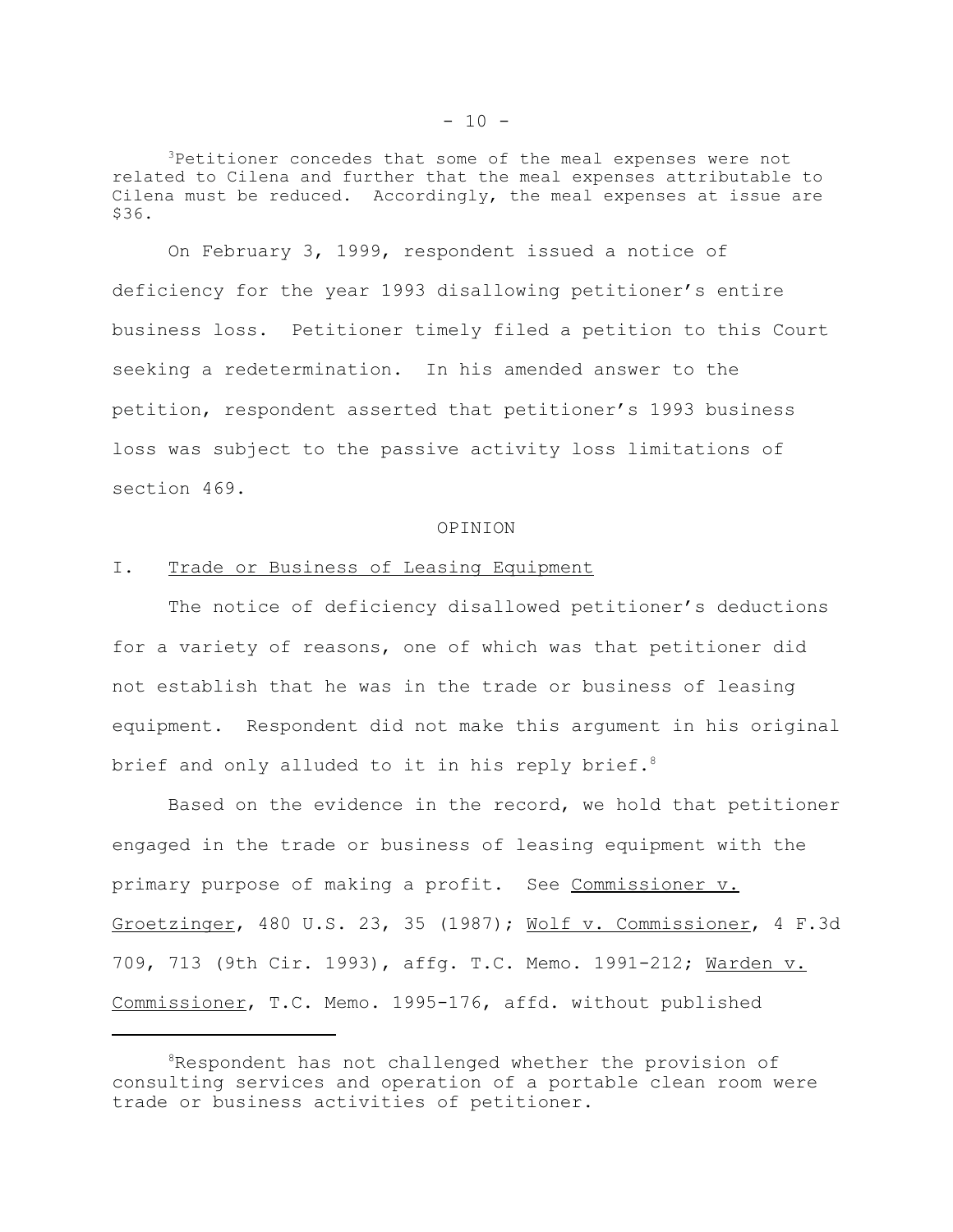[3]Petitioner concedes that some of the meal expenses were not related to Cilena and further that the meal expenses attributable to Cilena must be reduced. Accordingly, the meal expenses at issue are $36.

On February 3, 1999, respondent issued a notice of deficiency for the year 1993 disallowing petitioner's entire business loss. Petitioner timely filed a petition to this Court seeking a redetermination. In his amended answer to the petition, respondent asserted that petitioner's 1993 business loss was subject to the passive activity loss limitations of section 469.

OPINION

I. Trade or Business of Leasing Equipment

The notice of deficiency disallowed petitioner's deductions for a variety of reasons, one of which was that petitioner did not establish that he was in the trade or business of leasing equipment. Respondent did not make this argument in his original brief and only alluded to it in his reply brief.[8]

Based on the evidence in the record, we hold that petitioner engaged in the trade or business of leasing equipment with the primary purpose of making a profit. See Commissioner v. Groetzinger, 480 U.S. 23, 35 (1987); Wolf v. Commissioner, 4 F.3d 709, 713 (9th Cir. 1993), affg. T.C. Memo. 1991-212; Warden v. Commissioner, T.C. Memo. 1995-176, affd. without published

[8]Respondent has not challenged whether the provision of consulting services and operation of a portable clean room were trade or business activities of petitioner.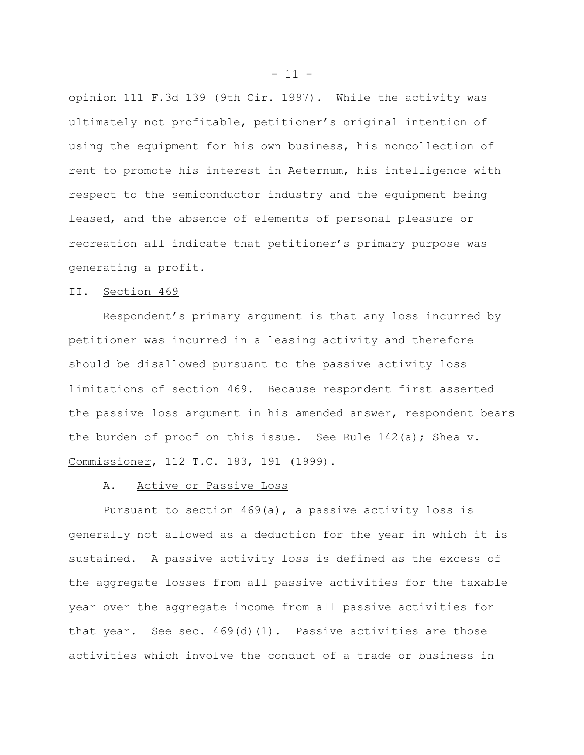opinion 111 F.3d 139 (9th Cir. 1997). While the activity was ultimately not profitable, petitioner's original intention of using the equipment for his own business, his noncollection of rent to promote his interest in Aeternum, his intelligence with respect to the semiconductor industry and the equipment being leased, and the absence of elements of personal pleasure or recreation all indicate that petitioner's primary purpose was generating a profit.

## II. Section 469

Respondent's primary argument is that any loss incurred by petitioner was incurred in a leasing activity and therefore should be disallowed pursuant to the passive activity loss limitations of section 469. Because respondent first asserted the passive loss argument in his amended answer, respondent bears the burden of proof on this issue. See Rule 142(a); Shea v. Commissioner, 112 T.C. 183, 191 (1999).

### A. Active or Passive Loss

Pursuant to section 469(a), a passive activity loss is generally not allowed as a deduction for the year in which it is sustained. A passive activity loss is defined as the excess of the aggregate losses from all passive activities for the taxable year over the aggregate income from all passive activities for that year. See sec. 469(d)(1). Passive activities are those activities which involve the conduct of a trade or business in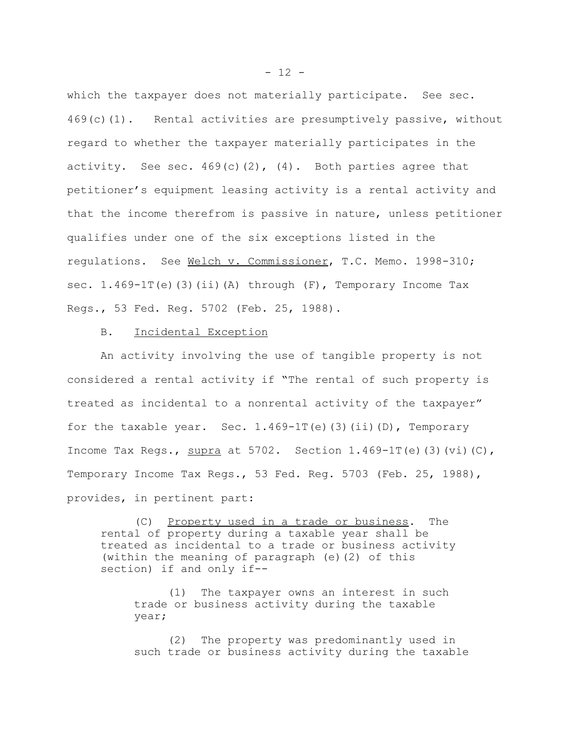which the taxpayer does not materially participate. See sec. 469(c)(1). Rental activities are presumptively passive, without regard to whether the taxpayer materially participates in the activity. See sec. 469(c)(2), (4). Both parties agree that petitioner's equipment leasing activity is a rental activity and that the income therefrom is passive in nature, unless petitioner qualifies under one of the six exceptions listed in the regulations. See Welch v. Commissioner, T.C. Memo. 1998-310; sec. 1.469-1T(e)(3)(ii)(A) through (F), Temporary Income Tax Regs., 53 Fed. Reg. 5702 (Feb. 25, 1988).

B. Incidental Exception

An activity involving the use of tangible property is not considered a rental activity if "The rental of such property is treated as incidental to a nonrental activity of the taxpayer" for the taxable year. Sec. 1.469-1T(e)(3)(ii)(D), Temporary Income Tax Regs., *supra* at 5702. Section 1.469-1T(e)(3)(vi)(C), Temporary Income Tax Regs., 53 Fed. Reg. 5703 (Feb. 25, 1988), provides, in pertinent part:

> (C) Property used in a trade or business. The rental of property during a taxable year shall be treated as incidental to a trade or business activity (within the meaning of paragraph (e)(2) of this section) if and only if--
>
> (1) The taxpayer owns an interest in such trade or business activity during the taxable year;
>
> (2) The property was predominantly used in such trade or business activity during the taxable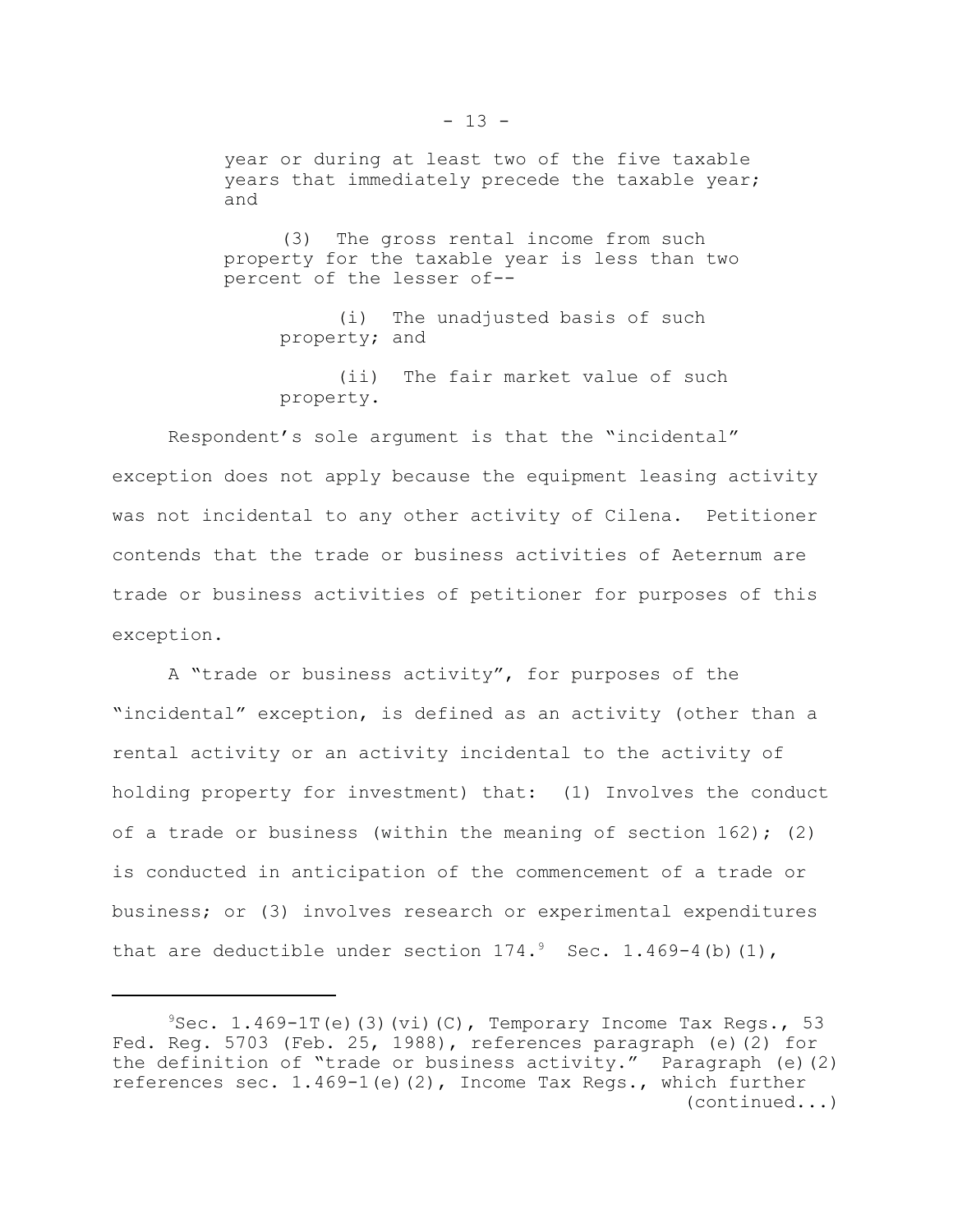year or during at least two of the five taxable years that immediately precede the taxable year; and

> (3) The gross rental income from such property for the taxable year is less than two percent of the lesser of--
>
> > (i) The unadjusted basis of such property; and
> >
> > (ii) The fair market value of such property.

Respondent's sole argument is that the "incidental" exception does not apply because the equipment leasing activity was not incidental to any other activity of Cilena. Petitioner contends that the trade or business activities of Aeternum are trade or business activities of petitioner for purposes of this exception.

A "trade or business activity", for purposes of the "incidental" exception, is defined as an activity (other than a rental activity or an activity incidental to the activity of holding property for investment) that: (1) Involves the conduct of a trade or business (within the meaning of section 162); (2) is conducted in anticipation of the commencement of a trade or business; or (3) involves research or experimental expenditures that are deductible under section 174.[9] Sec. 1.469-4(b)(1),

---

[9] Sec. 1.469-1T(e)(3)(vi)(C), Temporary Income Tax Regs., 53 Fed. Reg. 5703 (Feb. 25, 1988), references paragraph (e)(2) for the definition of "trade or business activity." Paragraph (e)(2) references sec. 1.469-1(e)(2), Income Tax Regs., which further (continued...)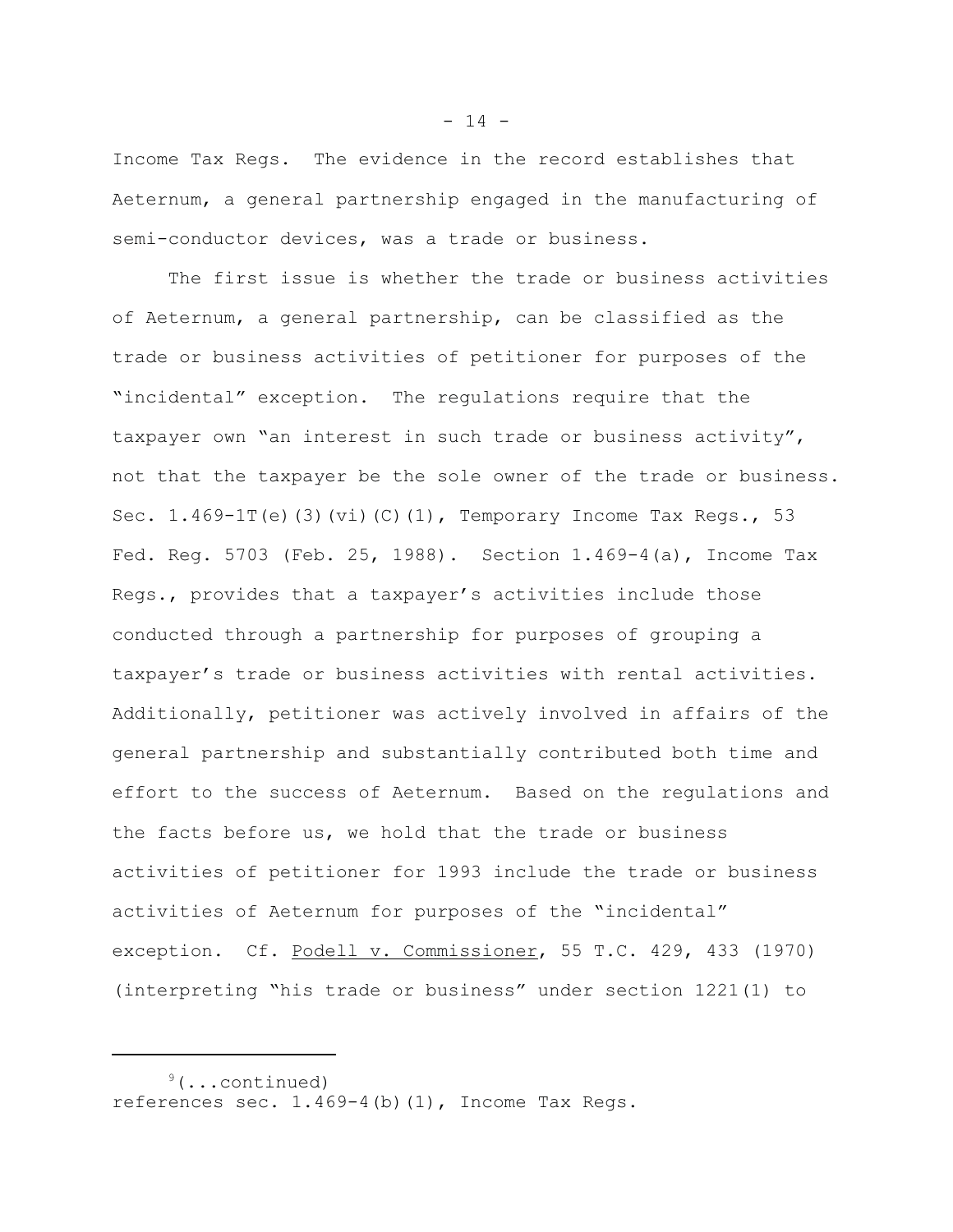Income Tax Regs. The evidence in the record establishes that Aeternum, a general partnership engaged in the manufacturing of semi-conductor devices, was a trade or business.

The first issue is whether the trade or business activities of Aeternum, a general partnership, can be classified as the trade or business activities of petitioner for purposes of the "incidental" exception. The regulations require that the taxpayer own "an interest in such trade or business activity", not that the taxpayer be the sole owner of the trade or business. Sec. 1.469-1T(e)(3)(vi)(C)(1), Temporary Income Tax Regs., 53 Fed. Reg. 5703 (Feb. 25, 1988). Section 1.469-4(a), Income Tax Regs., provides that a taxpayer's activities include those conducted through a partnership for purposes of grouping a taxpayer's trade or business activities with rental activities. Additionally, petitioner was actively involved in affairs of the general partnership and substantially contributed both time and effort to the success of Aeternum. Based on the regulations and the facts before us, we hold that the trade or business activities of petitioner for 1993 include the trade or business activities of Aeternum for purposes of the "incidental" exception. Cf. Podell v. Commissioner, 55 T.C. 429, 433 (1970) (interpreting "his trade or business" under section 1221(1) to

---

[9](...continued)
references sec. 1.469-4(b)(1), Income Tax Regs.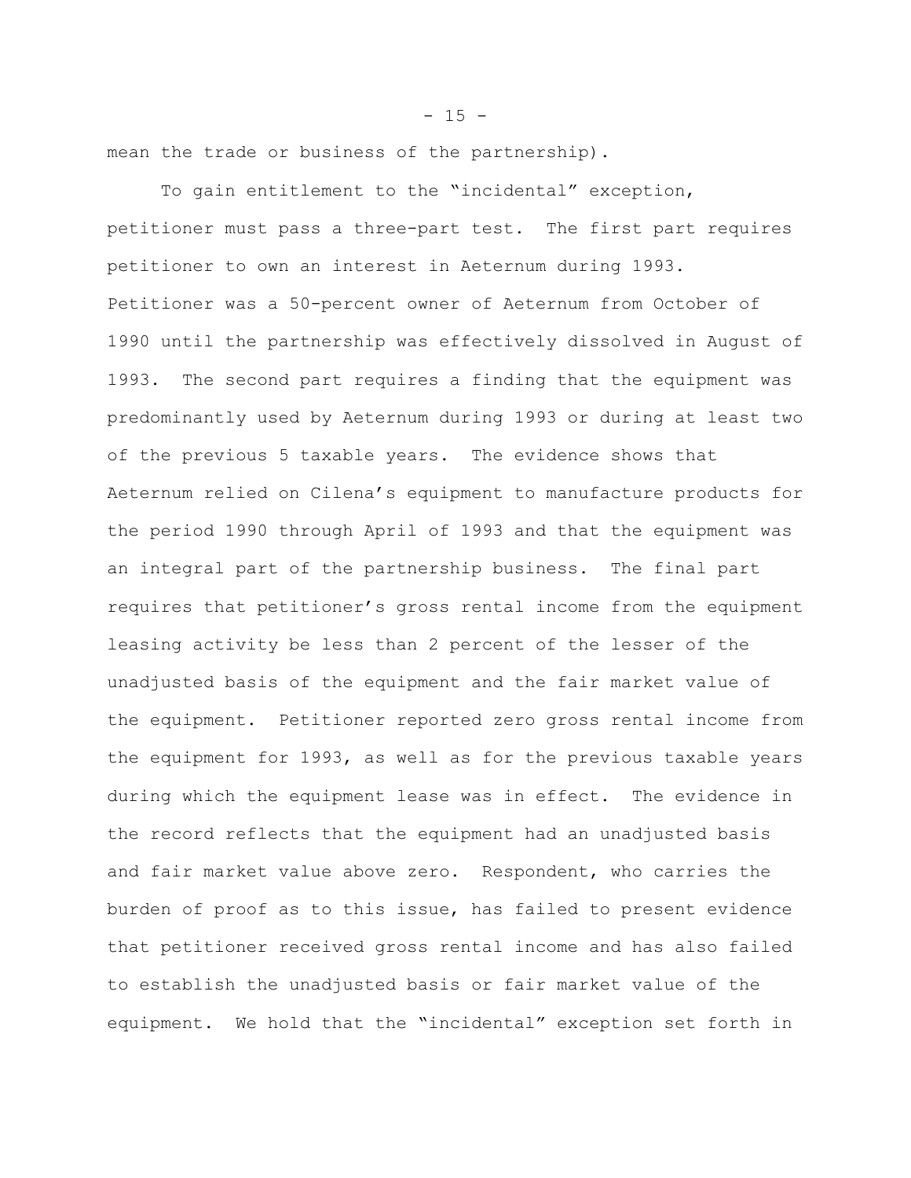mean the trade or business of the partnership).

To gain entitlement to the "incidental" exception, petitioner must pass a three-part test. The first part requires petitioner to own an interest in Aeternum during 1993. Petitioner was a 50-percent owner of Aeternum from October of 1990 until the partnership was effectively dissolved in August of 1993. The second part requires a finding that the equipment was predominantly used by Aeternum during 1993 or during at least two of the previous 5 taxable years. The evidence shows that Aeternum relied on Cilena's equipment to manufacture products for the period 1990 through April of 1993 and that the equipment was an integral part of the partnership business. The final part requires that petitioner's gross rental income from the equipment leasing activity be less than 2 percent of the lesser of the unadjusted basis of the equipment and the fair market value of the equipment. Petitioner reported zero gross rental income from the equipment for 1993, as well as for the previous taxable years during which the equipment lease was in effect. The evidence in the record reflects that the equipment had an unadjusted basis and fair market value above zero. Respondent, who carries the burden of proof as to this issue, has failed to present evidence that petitioner received gross rental income and has also failed to establish the unadjusted basis or fair market value of the equipment. We hold that the "incidental" exception set forth in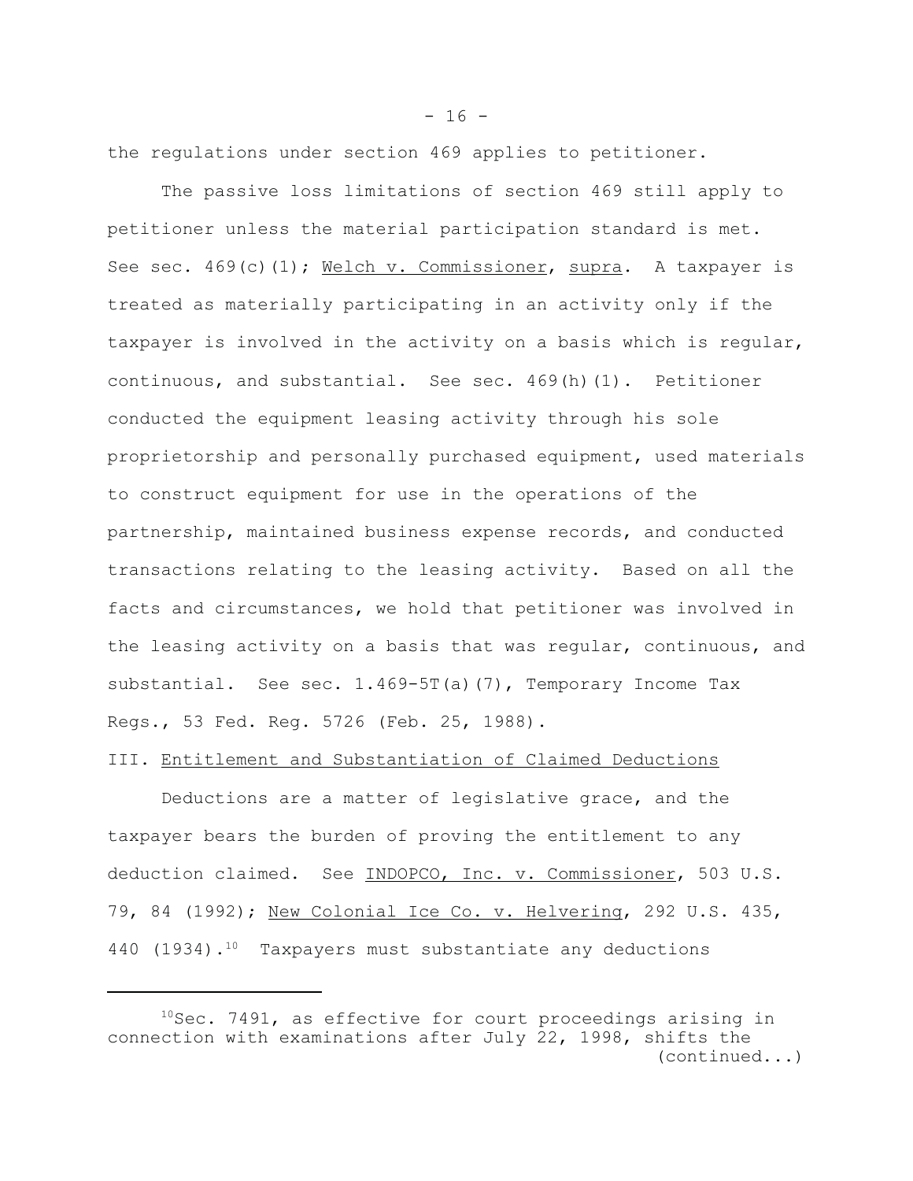the regulations under section 469 applies to petitioner.

The passive loss limitations of section 469 still apply to petitioner unless the material participation standard is met. See sec. 469(c)(1); Welch v. Commissioner, supra. A taxpayer is treated as materially participating in an activity only if the taxpayer is involved in the activity on a basis which is regular, continuous, and substantial. See sec. 469(h)(1). Petitioner conducted the equipment leasing activity through his sole proprietorship and personally purchased equipment, used materials to construct equipment for use in the operations of the partnership, maintained business expense records, and conducted transactions relating to the leasing activity. Based on all the facts and circumstances, we hold that petitioner was involved in the leasing activity on a basis that was regular, continuous, and substantial. See sec. 1.469-5T(a)(7), Temporary Income Tax Regs., 53 Fed. Reg. 5726 (Feb. 25, 1988).

III. Entitlement and Substantiation of Claimed Deductions

Deductions are a matter of legislative grace, and the taxpayer bears the burden of proving the entitlement to any deduction claimed. See INDOPCO, Inc. v. Commissioner, 503 U.S. 79, 84 (1992); New Colonial Ice Co. v. Helvering, 292 U.S. 435, 440 (1934).[10] Taxpayers must substantiate any deductions

[10]Sec. 7491, as effective for court proceedings arising in connection with examinations after July 22, 1998, shifts the (continued...)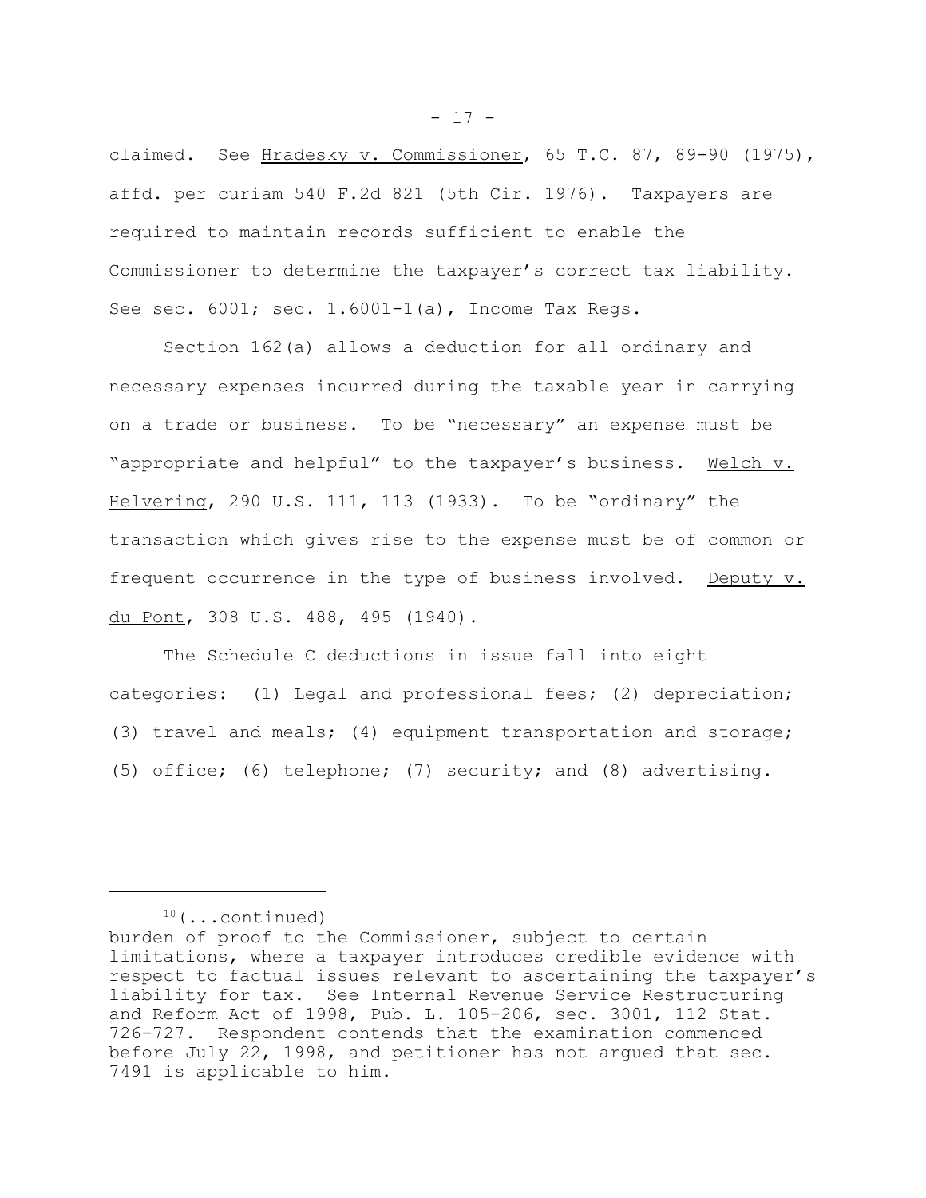claimed. See Hradesky v. Commissioner, 65 T.C. 87, 89-90 (1975), affd. per curiam 540 F.2d 821 (5th Cir. 1976). Taxpayers are required to maintain records sufficient to enable the Commissioner to determine the taxpayer's correct tax liability. See sec. 6001; sec. 1.6001-1(a), Income Tax Regs.

Section 162(a) allows a deduction for all ordinary and necessary expenses incurred during the taxable year in carrying on a trade or business. To be "necessary" an expense must be "appropriate and helpful" to the taxpayer's business. Welch v. Helvering, 290 U.S. 111, 113 (1933). To be "ordinary" the transaction which gives rise to the expense must be of common or frequent occurrence in the type of business involved. Deputy v. du Pont, 308 U.S. 488, 495 (1940).

The Schedule C deductions in issue fall into eight categories: (1) Legal and professional fees; (2) depreciation; (3) travel and meals; (4) equipment transportation and storage; (5) office; (6) telephone; (7) security; and (8) advertising.

---

[10](...continued)
burden of proof to the Commissioner, subject to certain limitations, where a taxpayer introduces credible evidence with respect to factual issues relevant to ascertaining the taxpayer's liability for tax. See Internal Revenue Service Restructuring and Reform Act of 1998, Pub. L. 105-206, sec. 3001, 112 Stat. 726-727. Respondent contends that the examination commenced before July 22, 1998, and petitioner has not argued that sec. 7491 is applicable to him.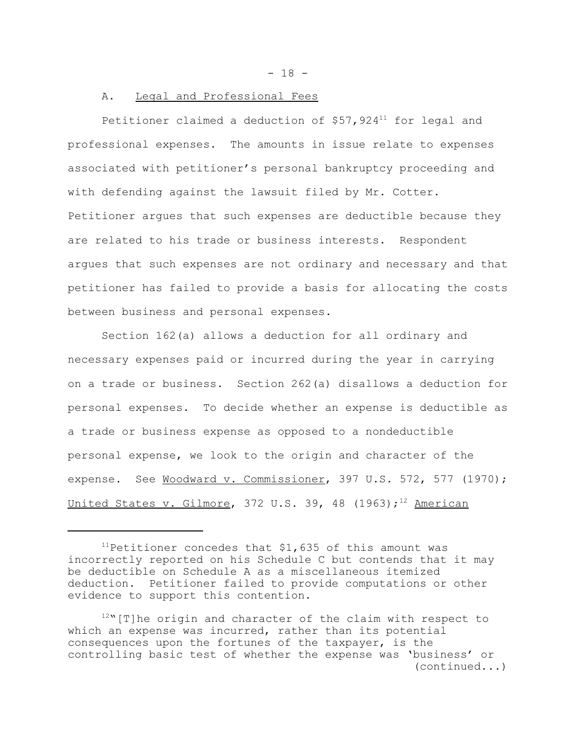### A. Legal and Professional Fees

Petitioner claimed a deduction of $57,924[11] for legal and professional expenses. The amounts in issue relate to expenses associated with petitioner's personal bankruptcy proceeding and with defending against the lawsuit filed by Mr. Cotter. Petitioner argues that such expenses are deductible because they are related to his trade or business interests. Respondent argues that such expenses are not ordinary and necessary and that petitioner has failed to provide a basis for allocating the costs between business and personal expenses.

Section 162(a) allows a deduction for all ordinary and necessary expenses paid or incurred during the year in carrying on a trade or business. Section 262(a) disallows a deduction for personal expenses. To decide whether an expense is deductible as a trade or business expense as opposed to a nondeductible personal expense, we look to the origin and character of the expense. See Woodward v. Commissioner, 397 U.S. 572, 577 (1970); United States v. Gilmore, 372 U.S. 39, 48 (1963);[12] American

---

[11] Petitioner concedes that $1,635 of this amount was incorrectly reported on his Schedule C but contends that it may be deductible on Schedule A as a miscellaneous itemized deduction. Petitioner failed to provide computations or other evidence to support this contention.

[12] "[T]he origin and character of the claim with respect to which an expense was incurred, rather than its potential consequences upon the fortunes of the taxpayer, is the controlling basic test of whether the expense was 'business' or (continued...)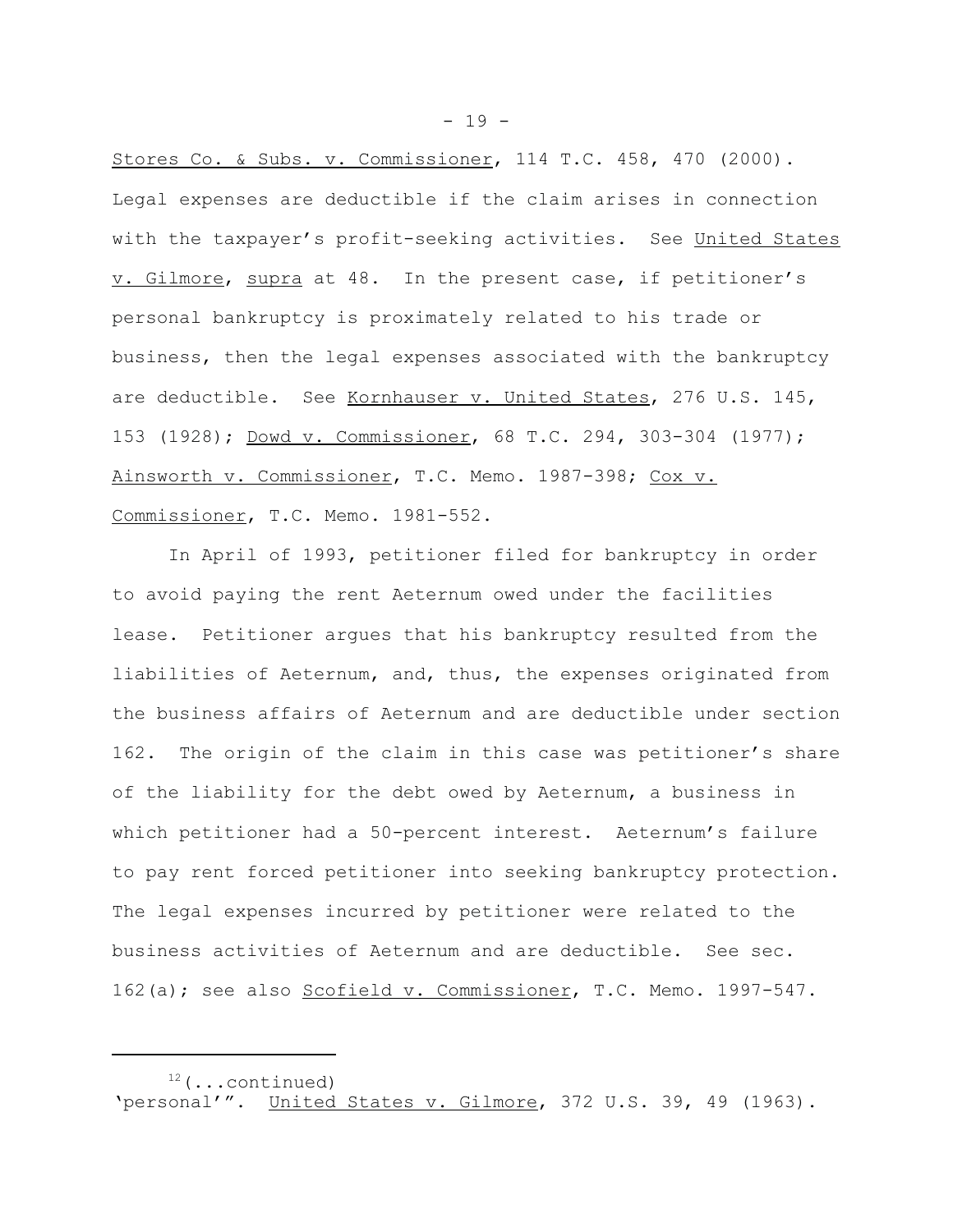Stores Co. & Subs. v. Commissioner, 114 T.C. 458, 470 (2000). Legal expenses are deductible if the claim arises in connection with the taxpayer's profit-seeking activities. See United States v. Gilmore, supra at 48. In the present case, if petitioner's personal bankruptcy is proximately related to his trade or business, then the legal expenses associated with the bankruptcy are deductible. See Kornhauser v. United States, 276 U.S. 145, 153 (1928); Dowd v. Commissioner, 68 T.C. 294, 303-304 (1977); Ainsworth v. Commissioner, T.C. Memo. 1987-398; Cox v. Commissioner, T.C. Memo. 1981-552.

In April of 1993, petitioner filed for bankruptcy in order to avoid paying the rent Aeternum owed under the facilities lease. Petitioner argues that his bankruptcy resulted from the liabilities of Aeternum, and, thus, the expenses originated from the business affairs of Aeternum and are deductible under section 162. The origin of the claim in this case was petitioner's share of the liability for the debt owed by Aeternum, a business in which petitioner had a 50-percent interest. Aeternum's failure to pay rent forced petitioner into seeking bankruptcy protection. The legal expenses incurred by petitioner were related to the business activities of Aeternum and are deductible. See sec. 162(a); see also Scofield v. Commissioner, T.C. Memo. 1997-547.

---

[12](...continued) 'personal'". United States v. Gilmore, 372 U.S. 39, 49 (1963).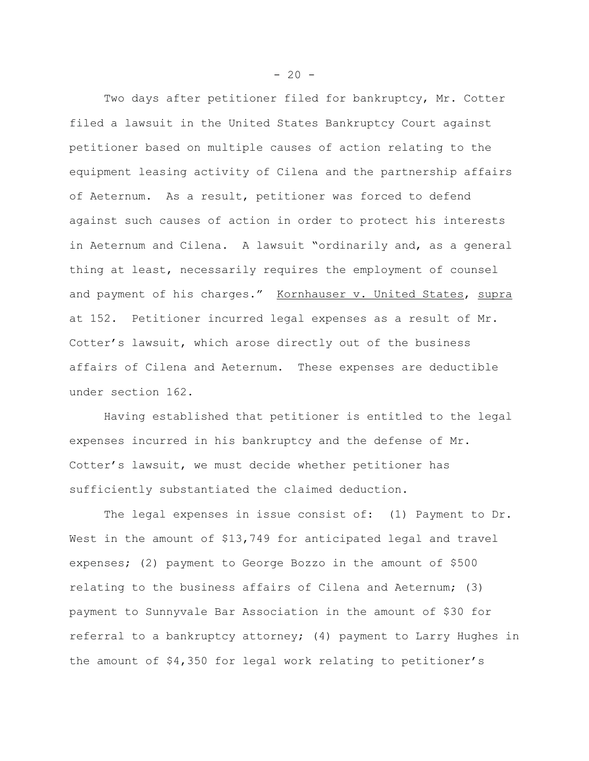Two days after petitioner filed for bankruptcy, Mr. Cotter filed a lawsuit in the United States Bankruptcy Court against petitioner based on multiple causes of action relating to the equipment leasing activity of Cilena and the partnership affairs of Aeternum. As a result, petitioner was forced to defend against such causes of action in order to protect his interests in Aeternum and Cilena. A lawsuit "ordinarily and, as a general thing at least, necessarily requires the employment of counsel and payment of his charges." Kornhauser v. United States, supra at 152. Petitioner incurred legal expenses as a result of Mr. Cotter's lawsuit, which arose directly out of the business affairs of Cilena and Aeternum. These expenses are deductible under section 162.

Having established that petitioner is entitled to the legal expenses incurred in his bankruptcy and the defense of Mr. Cotter's lawsuit, we must decide whether petitioner has sufficiently substantiated the claimed deduction.

The legal expenses in issue consist of: (1) Payment to Dr. West in the amount of $13,749 for anticipated legal and travel expenses; (2) payment to George Bozzo in the amount of $500 relating to the business affairs of Cilena and Aeternum; (3) payment to Sunnyvale Bar Association in the amount of $30 for referral to a bankruptcy attorney; (4) payment to Larry Hughes in the amount of $4,350 for legal work relating to petitioner's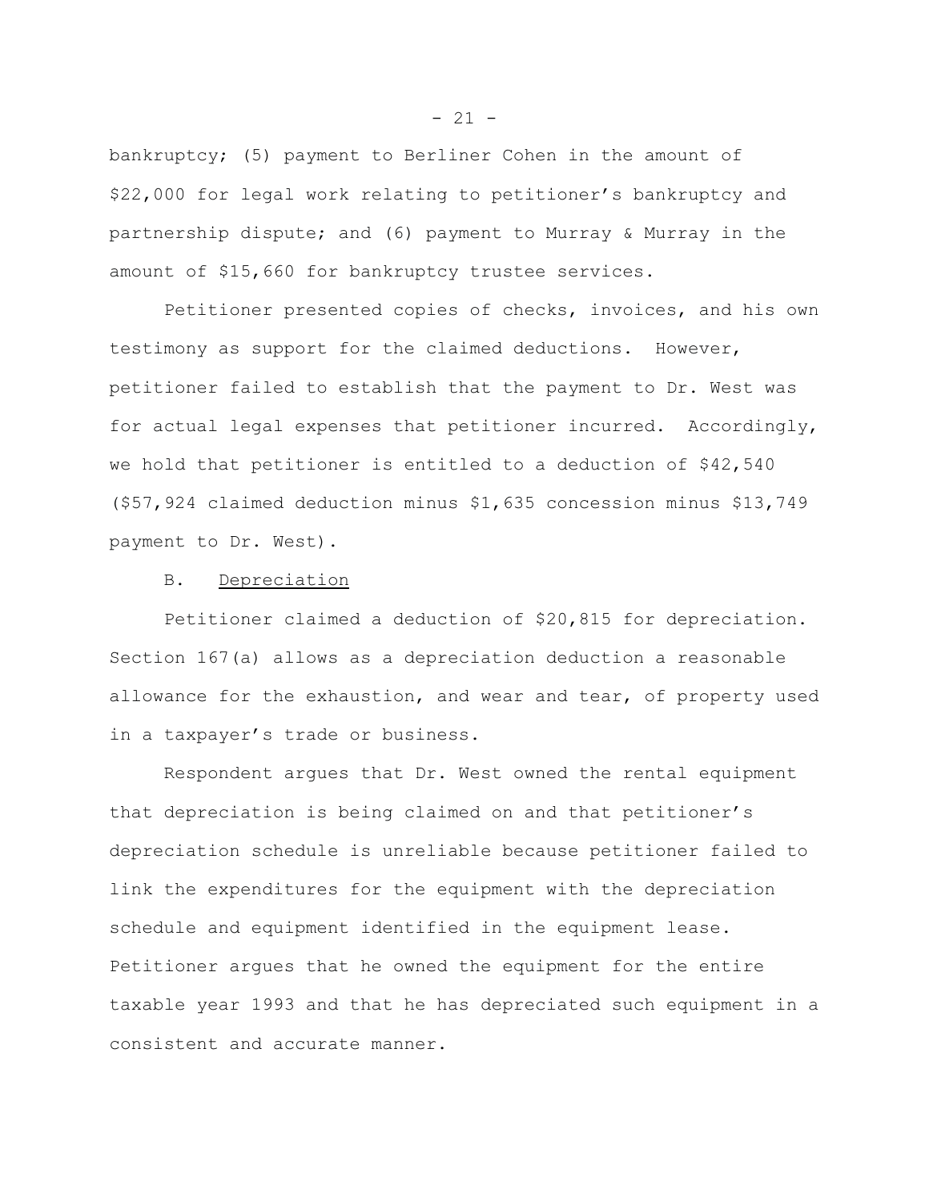bankruptcy; (5) payment to Berliner Cohen in the amount of $22,000 for legal work relating to petitioner's bankruptcy and partnership dispute; and (6) payment to Murray & Murray in the amount of $15,660 for bankruptcy trustee services.

Petitioner presented copies of checks, invoices, and his own testimony as support for the claimed deductions. However, petitioner failed to establish that the payment to Dr. West was for actual legal expenses that petitioner incurred. Accordingly, we hold that petitioner is entitled to a deduction of $42,540 ($57,924 claimed deduction minus $1,635 concession minus $13,749 payment to Dr. West).

B. Depreciation

Petitioner claimed a deduction of $20,815 for depreciation. Section 167(a) allows as a depreciation deduction a reasonable allowance for the exhaustion, and wear and tear, of property used in a taxpayer's trade or business.

Respondent argues that Dr. West owned the rental equipment that depreciation is being claimed on and that petitioner's depreciation schedule is unreliable because petitioner failed to link the expenditures for the equipment with the depreciation schedule and equipment identified in the equipment lease. Petitioner argues that he owned the equipment for the entire taxable year 1993 and that he has depreciated such equipment in a consistent and accurate manner.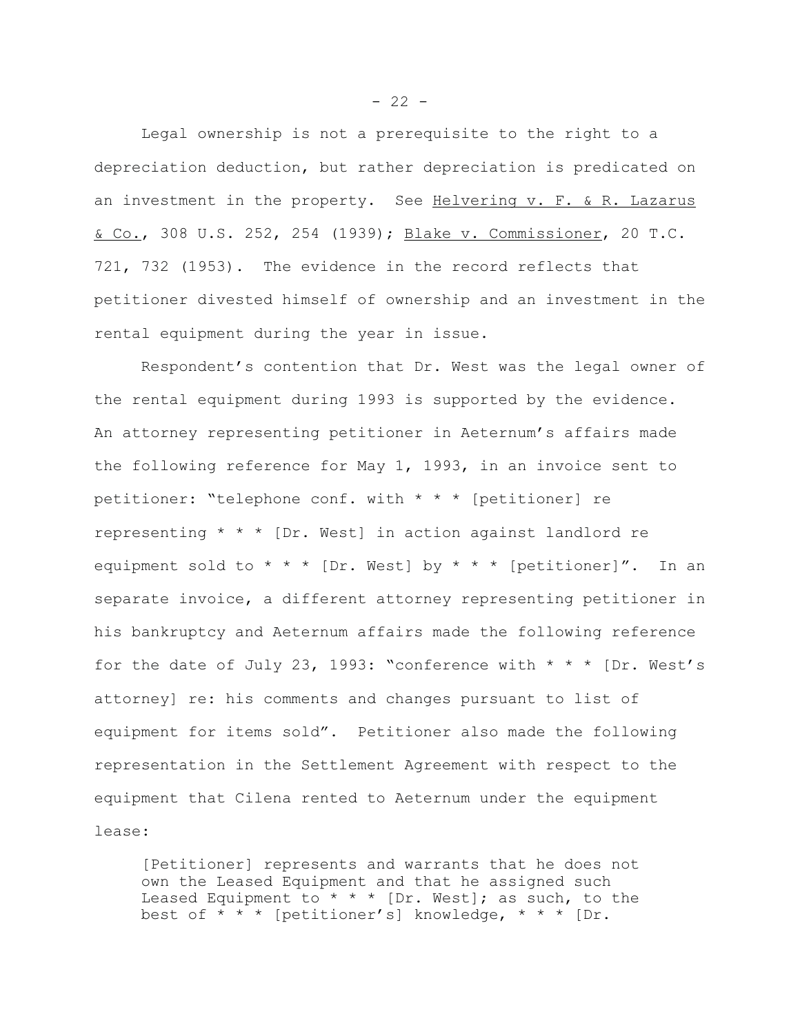Legal ownership is not a prerequisite to the right to a depreciation deduction, but rather depreciation is predicated on an investment in the property. See Helvering v. F. & R. Lazarus & Co., 308 U.S. 252, 254 (1939); Blake v. Commissioner, 20 T.C. 721, 732 (1953). The evidence in the record reflects that petitioner divested himself of ownership and an investment in the rental equipment during the year in issue.

Respondent's contention that Dr. West was the legal owner of the rental equipment during 1993 is supported by the evidence. An attorney representing petitioner in Aeternum's affairs made the following reference for May 1, 1993, in an invoice sent to petitioner: "telephone conf. with * * * [petitioner] re representing * * * [Dr. West] in action against landlord re equipment sold to * * * [Dr. West] by * * * [petitioner]". In an separate invoice, a different attorney representing petitioner in his bankruptcy and Aeternum affairs made the following reference for the date of July 23, 1993: "conference with * * * [Dr. West's attorney] re: his comments and changes pursuant to list of equipment for items sold". Petitioner also made the following representation in the Settlement Agreement with respect to the equipment that Cilena rented to Aeternum under the equipment lease:

> [Petitioner] represents and warrants that he does not own the Leased Equipment and that he assigned such Leased Equipment to * * * [Dr. West]; as such, to the best of * * * [petitioner's] knowledge, * * * [Dr.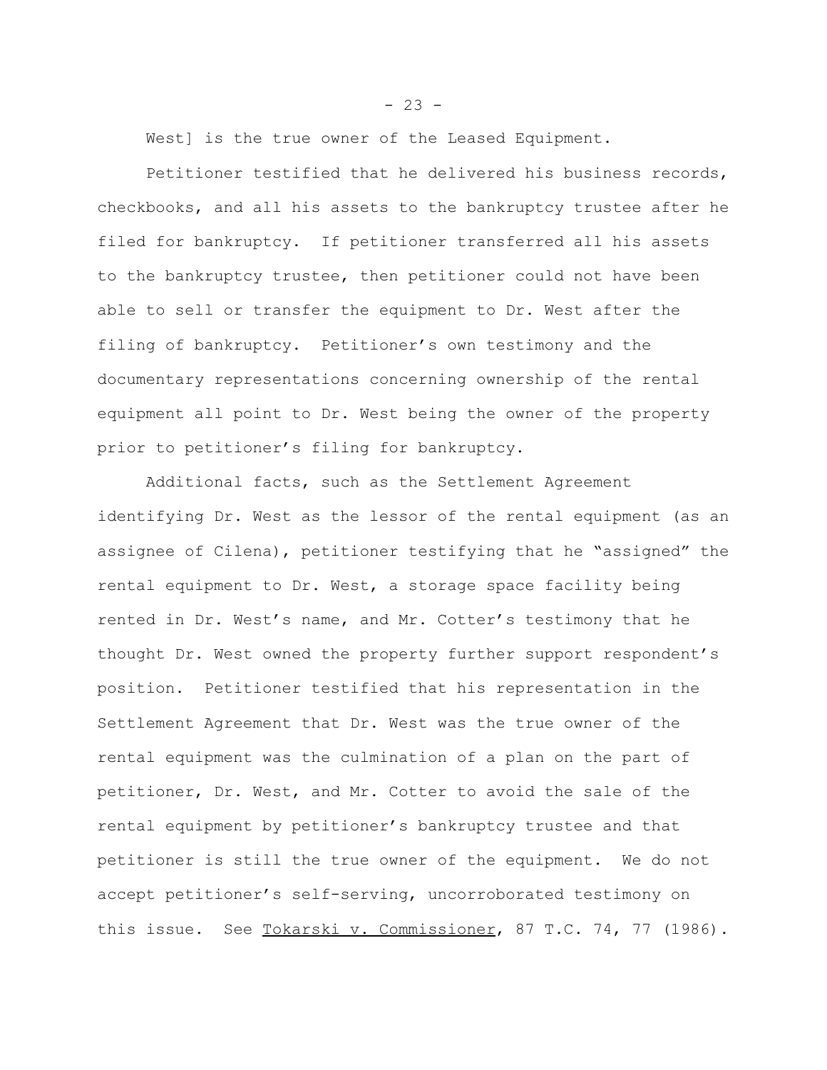West] is the true owner of the Leased Equipment.

Petitioner testified that he delivered his business records, checkbooks, and all his assets to the bankruptcy trustee after he filed for bankruptcy. If petitioner transferred all his assets to the bankruptcy trustee, then petitioner could not have been able to sell or transfer the equipment to Dr. West after the filing of bankruptcy. Petitioner's own testimony and the documentary representations concerning ownership of the rental equipment all point to Dr. West being the owner of the property prior to petitioner's filing for bankruptcy.

Additional facts, such as the Settlement Agreement identifying Dr. West as the lessor of the rental equipment (as an assignee of Cilena), petitioner testifying that he "assigned" the rental equipment to Dr. West, a storage space facility being rented in Dr. West's name, and Mr. Cotter's testimony that he thought Dr. West owned the property further support respondent's position. Petitioner testified that his representation in the Settlement Agreement that Dr. West was the true owner of the rental equipment was the culmination of a plan on the part of petitioner, Dr. West, and Mr. Cotter to avoid the sale of the rental equipment by petitioner's bankruptcy trustee and that petitioner is still the true owner of the equipment. We do not accept petitioner's self-serving, uncorroborated testimony on this issue. See Tokarski v. Commissioner, 87 T.C. 74, 77 (1986).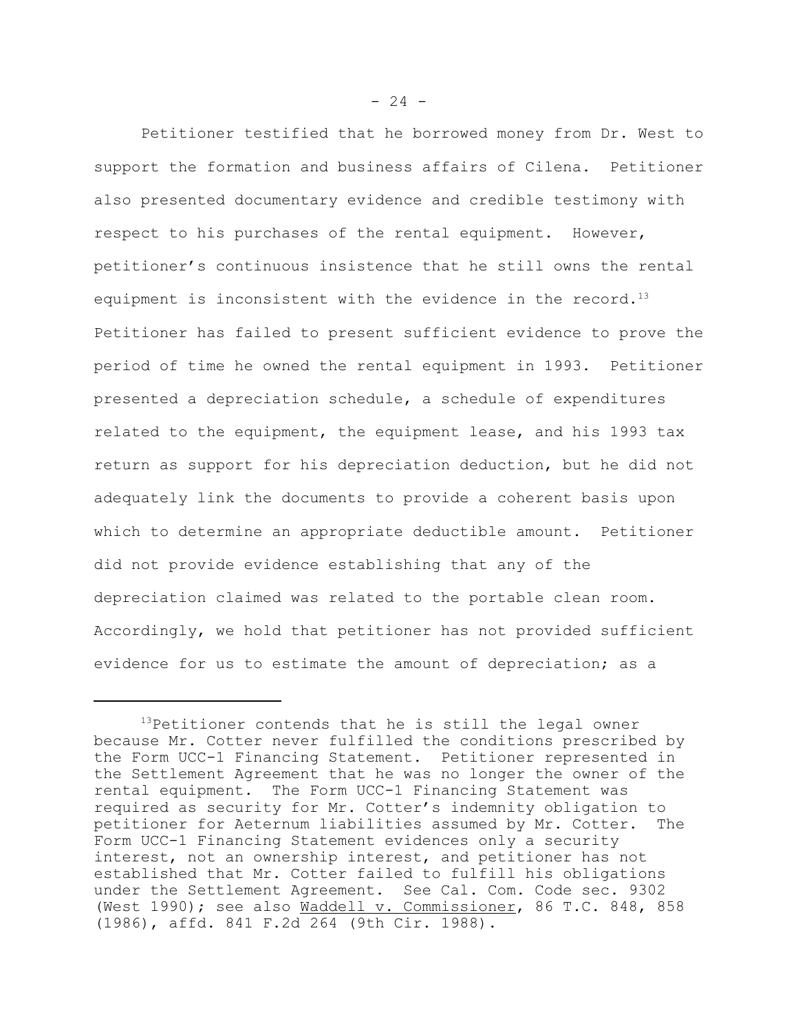Petitioner testified that he borrowed money from Dr. West to support the formation and business affairs of Cilena. Petitioner also presented documentary evidence and credible testimony with respect to his purchases of the rental equipment. However, petitioner's continuous insistence that he still owns the rental equipment is inconsistent with the evidence in the record.[13] Petitioner has failed to present sufficient evidence to prove the period of time he owned the rental equipment in 1993. Petitioner presented a depreciation schedule, a schedule of expenditures related to the equipment, the equipment lease, and his 1993 tax return as support for his depreciation deduction, but he did not adequately link the documents to provide a coherent basis upon which to determine an appropriate deductible amount. Petitioner did not provide evidence establishing that any of the depreciation claimed was related to the portable clean room. Accordingly, we hold that petitioner has not provided sufficient evidence for us to estimate the amount of depreciation; as a

---

[13]Petitioner contends that he is still the legal owner because Mr. Cotter never fulfilled the conditions prescribed by the Form UCC-1 Financing Statement. Petitioner represented in the Settlement Agreement that he was no longer the owner of the rental equipment. The Form UCC-1 Financing Statement was required as security for Mr. Cotter's indemnity obligation to petitioner for Aeternum liabilities assumed by Mr. Cotter. The Form UCC-1 Financing Statement evidences only a security interest, not an ownership interest, and petitioner has not established that Mr. Cotter failed to fulfill his obligations under the Settlement Agreement. See Cal. Com. Code sec. 9302 (West 1990); see also Waddell v. Commissioner, 86 T.C. 848, 858 (1986), affd. 841 F.2d 264 (9th Cir. 1988).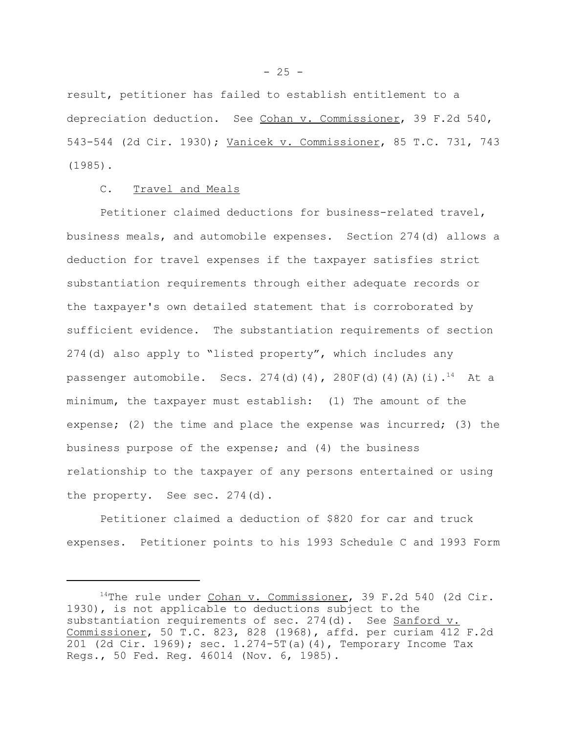result, petitioner has failed to establish entitlement to a depreciation deduction. See Cohan v. Commissioner, 39 F.2d 540, 543-544 (2d Cir. 1930); Vanicek v. Commissioner, 85 T.C. 731, 743 (1985).

C. Travel and Meals

Petitioner claimed deductions for business-related travel, business meals, and automobile expenses. Section 274(d) allows a deduction for travel expenses if the taxpayer satisfies strict substantiation requirements through either adequate records or the taxpayer's own detailed statement that is corroborated by sufficient evidence. The substantiation requirements of section 274(d) also apply to "listed property", which includes any passenger automobile. Secs. 274(d)(4), 280F(d)(4)(A)(i).[14] At a minimum, the taxpayer must establish: (1) The amount of the expense; (2) the time and place the expense was incurred; (3) the business purpose of the expense; and (4) the business relationship to the taxpayer of any persons entertained or using the property. See sec. 274(d).

Petitioner claimed a deduction of $820 for car and truck expenses. Petitioner points to his 1993 Schedule C and 1993 Form

---

[14]The rule under Cohan v. Commissioner, 39 F.2d 540 (2d Cir. 1930), is not applicable to deductions subject to the substantiation requirements of sec. 274(d). See Sanford v. Commissioner, 50 T.C. 823, 828 (1968), affd. per curiam 412 F.2d 201 (2d Cir. 1969); sec. 1.274-5T(a)(4), Temporary Income Tax Regs., 50 Fed. Reg. 46014 (Nov. 6, 1985).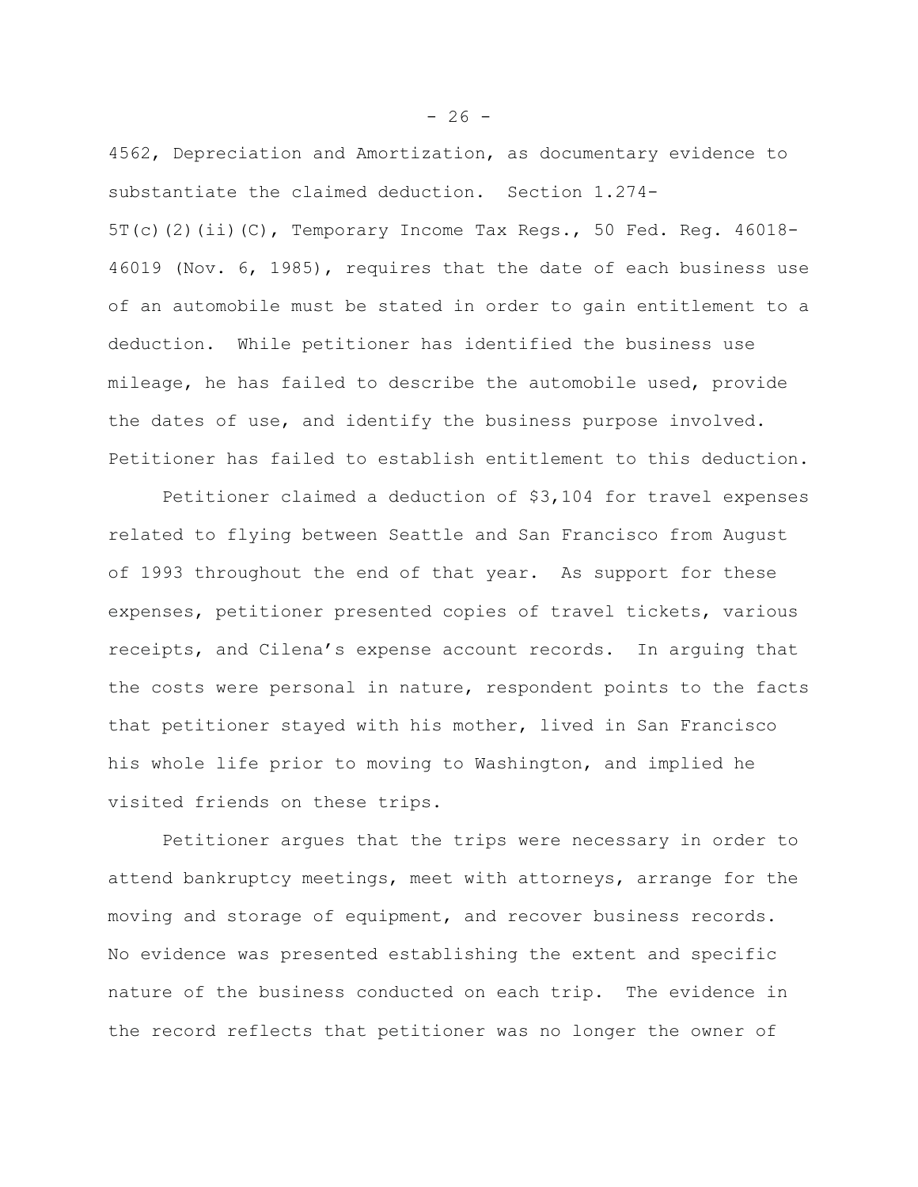4562, Depreciation and Amortization, as documentary evidence to substantiate the claimed deduction. Section 1.274-5T(c)(2)(ii)(C), Temporary Income Tax Regs., 50 Fed. Reg. 46018-46019 (Nov. 6, 1985), requires that the date of each business use of an automobile must be stated in order to gain entitlement to a deduction. While petitioner has identified the business use mileage, he has failed to describe the automobile used, provide the dates of use, and identify the business purpose involved. Petitioner has failed to establish entitlement to this deduction.

Petitioner claimed a deduction of $3,104 for travel expenses related to flying between Seattle and San Francisco from August of 1993 throughout the end of that year. As support for these expenses, petitioner presented copies of travel tickets, various receipts, and Cilena's expense account records. In arguing that the costs were personal in nature, respondent points to the facts that petitioner stayed with his mother, lived in San Francisco his whole life prior to moving to Washington, and implied he visited friends on these trips.

Petitioner argues that the trips were necessary in order to attend bankruptcy meetings, meet with attorneys, arrange for the moving and storage of equipment, and recover business records. No evidence was presented establishing the extent and specific nature of the business conducted on each trip. The evidence in the record reflects that petitioner was no longer the owner of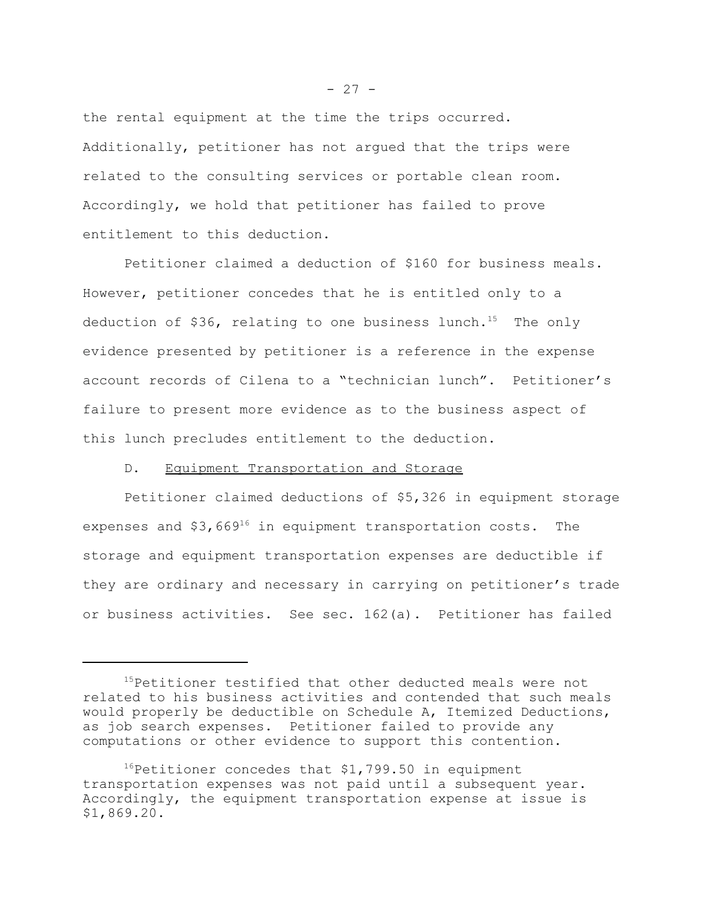the rental equipment at the time the trips occurred. Additionally, petitioner has not argued that the trips were related to the consulting services or portable clean room. Accordingly, we hold that petitioner has failed to prove entitlement to this deduction.

Petitioner claimed a deduction of $160 for business meals. However, petitioner concedes that he is entitled only to a deduction of $36, relating to one business lunch.[15] The only evidence presented by petitioner is a reference in the expense account records of Cilena to a "technician lunch". Petitioner's failure to present more evidence as to the business aspect of this lunch precludes entitlement to the deduction.

D. Equipment Transportation and Storage

Petitioner claimed deductions of $5,326 in equipment storage expenses and $3,669[16] in equipment transportation costs. The storage and equipment transportation expenses are deductible if they are ordinary and necessary in carrying on petitioner's trade or business activities. See sec. 162(a). Petitioner has failed

---

[15]Petitioner testified that other deducted meals were not related to his business activities and contended that such meals would properly be deductible on Schedule A, Itemized Deductions, as job search expenses. Petitioner failed to provide any computations or other evidence to support this contention.

[16]Petitioner concedes that $1,799.50 in equipment transportation expenses was not paid until a subsequent year. Accordingly, the equipment transportation expense at issue is $1,869.20.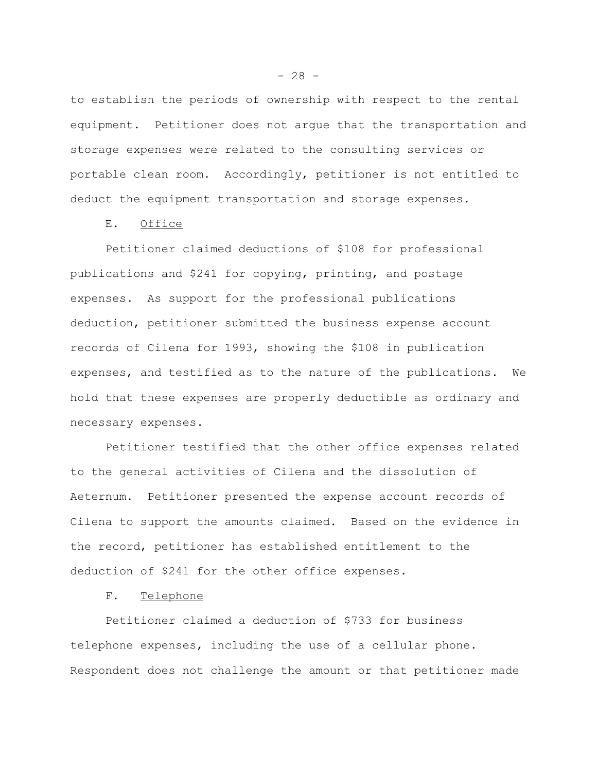to establish the periods of ownership with respect to the rental equipment. Petitioner does not argue that the transportation and storage expenses were related to the consulting services or portable clean room. Accordingly, petitioner is not entitled to deduct the equipment transportation and storage expenses.

E. Office

Petitioner claimed deductions of $108 for professional publications and $241 for copying, printing, and postage expenses. As support for the professional publications deduction, petitioner submitted the business expense account records of Cilena for 1993, showing the $108 in publication expenses, and testified as to the nature of the publications. We hold that these expenses are properly deductible as ordinary and necessary expenses.

Petitioner testified that the other office expenses related to the general activities of Cilena and the dissolution of Aeternum. Petitioner presented the expense account records of Cilena to support the amounts claimed. Based on the evidence in the record, petitioner has established entitlement to the deduction of $241 for the other office expenses.

F. Telephone

Petitioner claimed a deduction of $733 for business telephone expenses, including the use of a cellular phone. Respondent does not challenge the amount or that petitioner made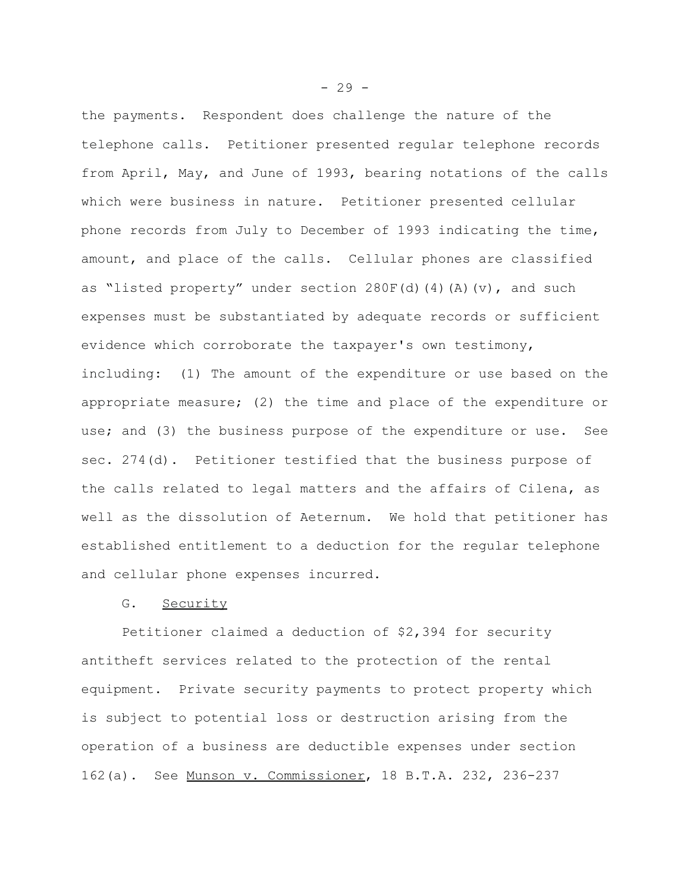the payments. Respondent does challenge the nature of the telephone calls. Petitioner presented regular telephone records from April, May, and June of 1993, bearing notations of the calls which were business in nature. Petitioner presented cellular phone records from July to December of 1993 indicating the time, amount, and place of the calls. Cellular phones are classified as "listed property" under section 280F(d)(4)(A)(v), and such expenses must be substantiated by adequate records or sufficient evidence which corroborate the taxpayer's own testimony, including: (1) The amount of the expenditure or use based on the appropriate measure; (2) the time and place of the expenditure or use; and (3) the business purpose of the expenditure or use. See sec. 274(d). Petitioner testified that the business purpose of the calls related to legal matters and the affairs of Cilena, as well as the dissolution of Aeternum. We hold that petitioner has established entitlement to a deduction for the regular telephone and cellular phone expenses incurred.

G. Security

Petitioner claimed a deduction of $2,394 for security antitheft services related to the protection of the rental equipment. Private security payments to protect property which is subject to potential loss or destruction arising from the operation of a business are deductible expenses under section 162(a). See Munson v. Commissioner, 18 B.T.A. 232, 236-237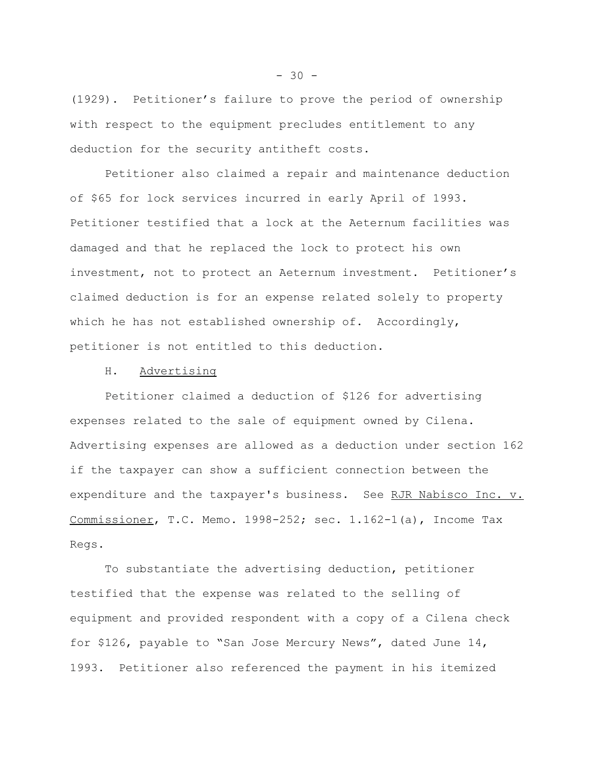(1929). Petitioner's failure to prove the period of ownership with respect to the equipment precludes entitlement to any deduction for the security antitheft costs.

Petitioner also claimed a repair and maintenance deduction of $65 for lock services incurred in early April of 1993. Petitioner testified that a lock at the Aeternum facilities was damaged and that he replaced the lock to protect his own investment, not to protect an Aeternum investment. Petitioner's claimed deduction is for an expense related solely to property which he has not established ownership of. Accordingly, petitioner is not entitled to this deduction.

H. Advertising

Petitioner claimed a deduction of $126 for advertising expenses related to the sale of equipment owned by Cilena. Advertising expenses are allowed as a deduction under section 162 if the taxpayer can show a sufficient connection between the expenditure and the taxpayer's business. See RJR Nabisco Inc. v. Commissioner, T.C. Memo. 1998-252; sec. 1.162-1(a), Income Tax Regs.

To substantiate the advertising deduction, petitioner testified that the expense was related to the selling of equipment and provided respondent with a copy of a Cilena check for $126, payable to "San Jose Mercury News", dated June 14, 1993. Petitioner also referenced the payment in his itemized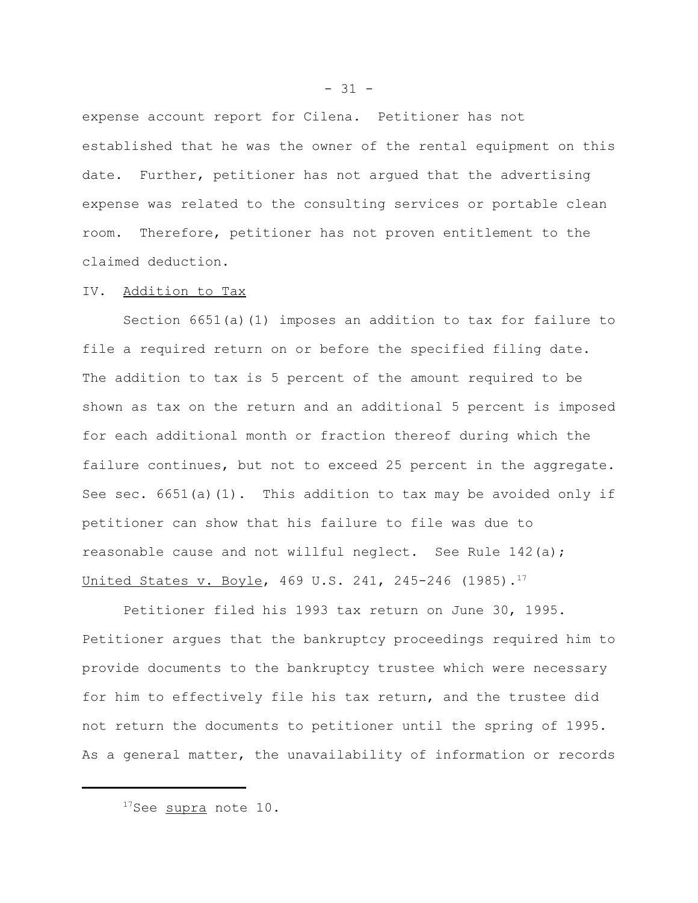expense account report for Cilena. Petitioner has not established that he was the owner of the rental equipment on this date. Further, petitioner has not argued that the advertising expense was related to the consulting services or portable clean room. Therefore, petitioner has not proven entitlement to the claimed deduction.

IV. Addition to Tax

Section 6651(a)(1) imposes an addition to tax for failure to file a required return on or before the specified filing date. The addition to tax is 5 percent of the amount required to be shown as tax on the return and an additional 5 percent is imposed for each additional month or fraction thereof during which the failure continues, but not to exceed 25 percent in the aggregate. See sec. 6651(a)(1). This addition to tax may be avoided only if petitioner can show that his failure to file was due to reasonable cause and not willful neglect. See Rule 142(a); United States v. Boyle, 469 U.S. 241, 245-246 (1985).[17]

Petitioner filed his 1993 tax return on June 30, 1995. Petitioner argues that the bankruptcy proceedings required him to provide documents to the bankruptcy trustee which were necessary for him to effectively file his tax return, and the trustee did not return the documents to petitioner until the spring of 1995. As a general matter, the unavailability of information or records

---

[17]See supra note 10.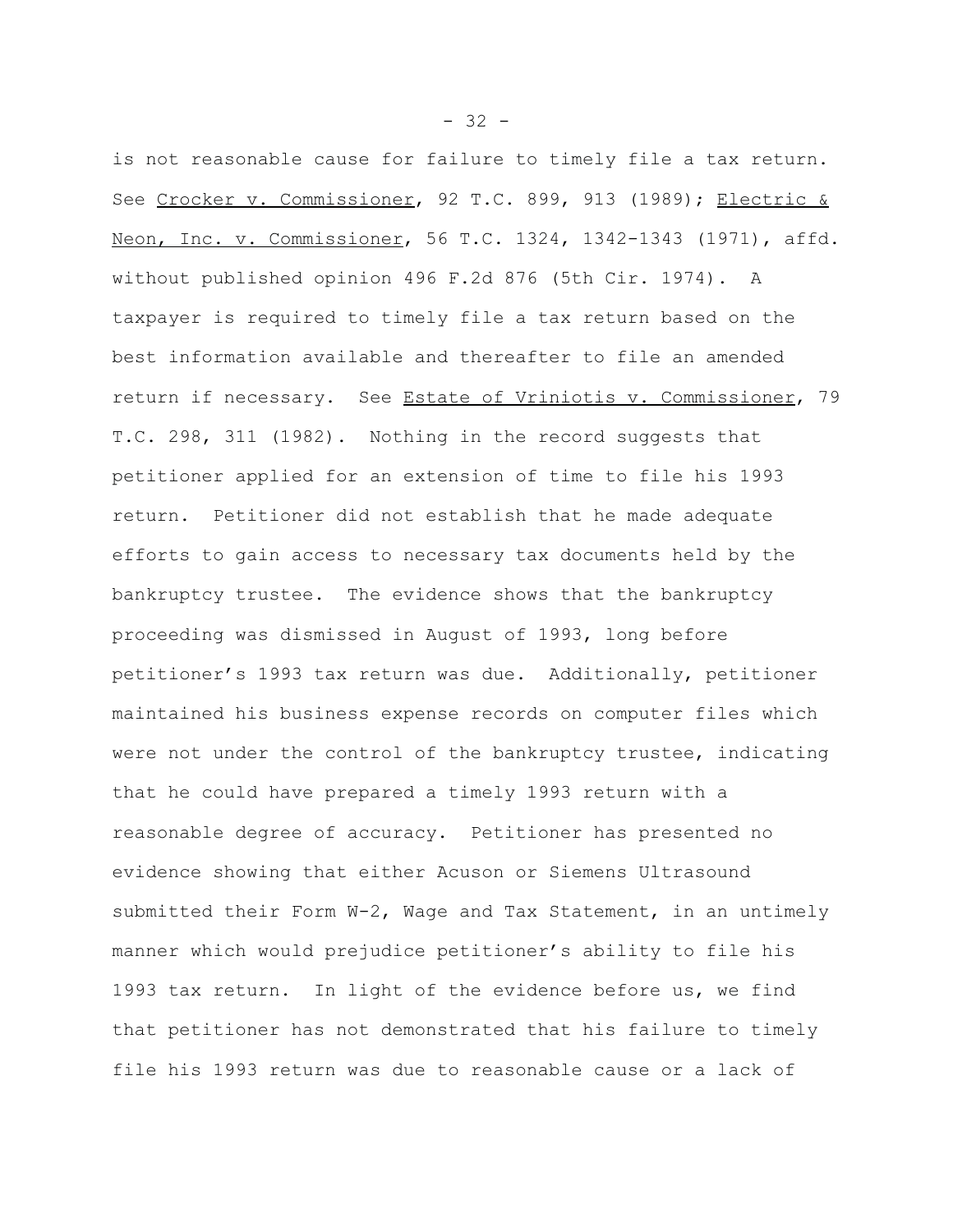is not reasonable cause for failure to timely file a tax return. See Crocker v. Commissioner, 92 T.C. 899, 913 (1989); Electric & Neon, Inc. v. Commissioner, 56 T.C. 1324, 1342-1343 (1971), affd. without published opinion 496 F.2d 876 (5th Cir. 1974). A taxpayer is required to timely file a tax return based on the best information available and thereafter to file an amended return if necessary. See Estate of Vriniotis v. Commissioner, 79 T.C. 298, 311 (1982). Nothing in the record suggests that petitioner applied for an extension of time to file his 1993 return. Petitioner did not establish that he made adequate efforts to gain access to necessary tax documents held by the bankruptcy trustee. The evidence shows that the bankruptcy proceeding was dismissed in August of 1993, long before petitioner's 1993 tax return was due. Additionally, petitioner maintained his business expense records on computer files which were not under the control of the bankruptcy trustee, indicating that he could have prepared a timely 1993 return with a reasonable degree of accuracy. Petitioner has presented no evidence showing that either Acuson or Siemens Ultrasound submitted their Form W-2, Wage and Tax Statement, in an untimely manner which would prejudice petitioner's ability to file his 1993 tax return. In light of the evidence before us, we find that petitioner has not demonstrated that his failure to timely file his 1993 return was due to reasonable cause or a lack of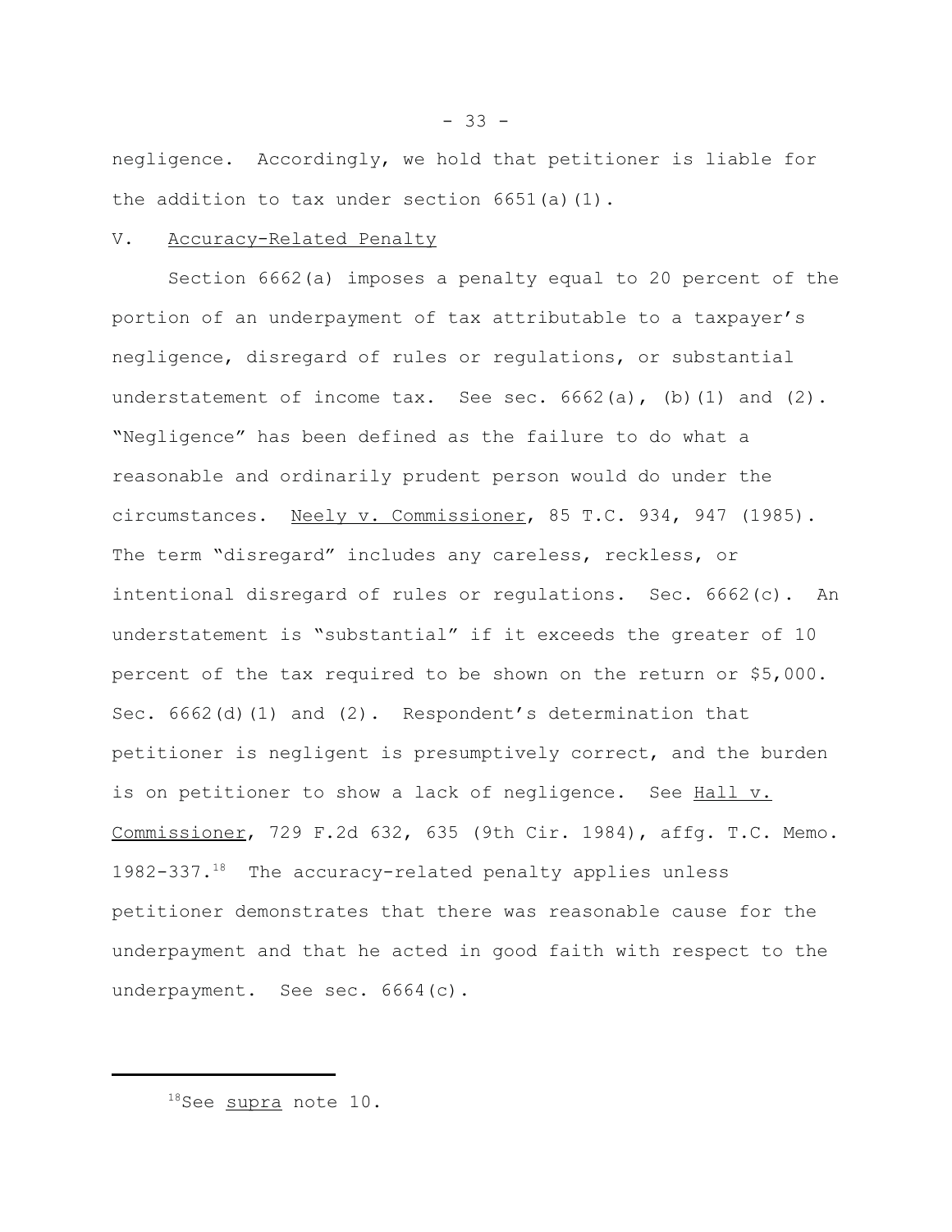negligence. Accordingly, we hold that petitioner is liable for the addition to tax under section 6651(a)(1).

## V. Accuracy-Related Penalty

Section 6662(a) imposes a penalty equal to 20 percent of the portion of an underpayment of tax attributable to a taxpayer's negligence, disregard of rules or regulations, or substantial understatement of income tax. See sec. 6662(a), (b)(1) and (2). "Negligence" has been defined as the failure to do what a reasonable and ordinarily prudent person would do under the circumstances. Neely v. Commissioner, 85 T.C. 934, 947 (1985). The term "disregard" includes any careless, reckless, or intentional disregard of rules or regulations. Sec. 6662(c). An understatement is "substantial" if it exceeds the greater of 10 percent of the tax required to be shown on the return or $5,000. Sec. 6662(d)(1) and (2). Respondent's determination that petitioner is negligent is presumptively correct, and the burden is on petitioner to show a lack of negligence. See Hall v. Commissioner, 729 F.2d 632, 635 (9th Cir. 1984), affg. T.C. Memo. 1982-337.[18] The accuracy-related penalty applies unless petitioner demonstrates that there was reasonable cause for the underpayment and that he acted in good faith with respect to the underpayment. See sec. 6664(c).

---

[18] See supra note 10.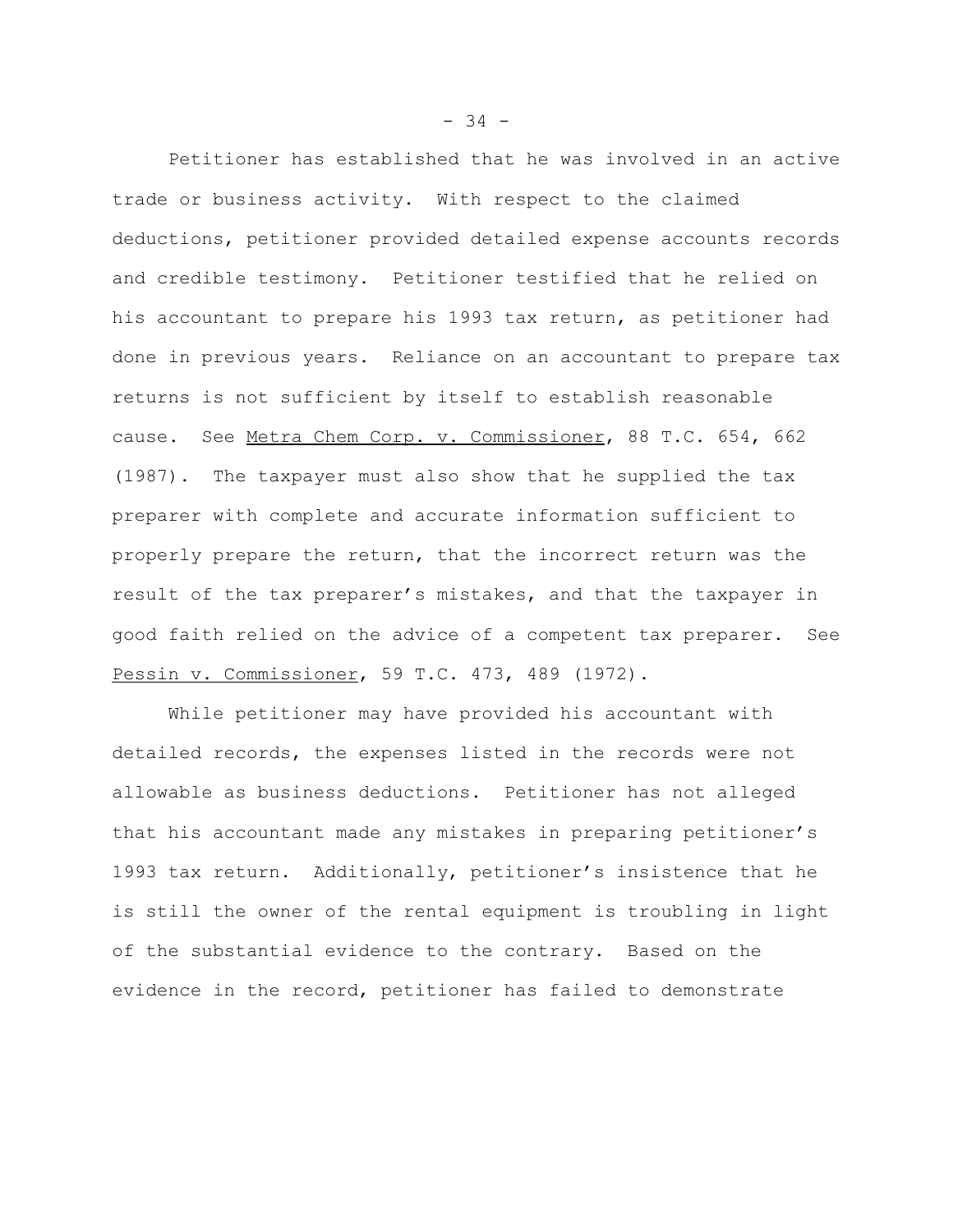Petitioner has established that he was involved in an active trade or business activity. With respect to the claimed deductions, petitioner provided detailed expense accounts records and credible testimony. Petitioner testified that he relied on his accountant to prepare his 1993 tax return, as petitioner had done in previous years. Reliance on an accountant to prepare tax returns is not sufficient by itself to establish reasonable cause. See Metra Chem Corp. v. Commissioner, 88 T.C. 654, 662 (1987). The taxpayer must also show that he supplied the tax preparer with complete and accurate information sufficient to properly prepare the return, that the incorrect return was the result of the tax preparer's mistakes, and that the taxpayer in good faith relied on the advice of a competent tax preparer. See Pessin v. Commissioner, 59 T.C. 473, 489 (1972).

While petitioner may have provided his accountant with detailed records, the expenses listed in the records were not allowable as business deductions. Petitioner has not alleged that his accountant made any mistakes in preparing petitioner's 1993 tax return. Additionally, petitioner's insistence that he is still the owner of the rental equipment is troubling in light of the substantial evidence to the contrary. Based on the evidence in the record, petitioner has failed to demonstrate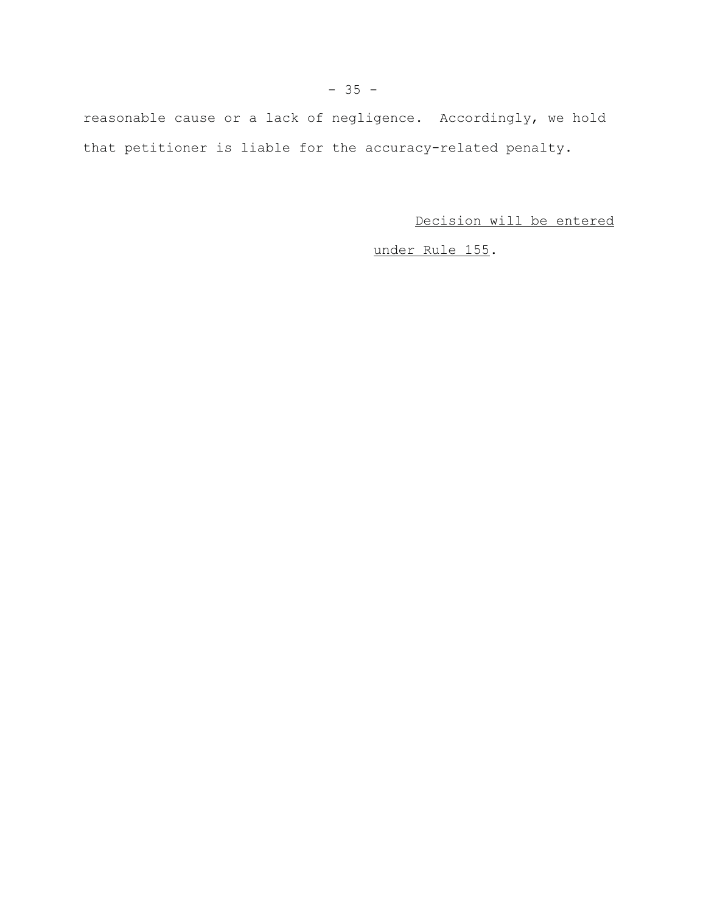reasonable cause or a lack of negligence. Accordingly, we hold that petitioner is liable for the accuracy-related penalty.

Decision will be entered under Rule 155.